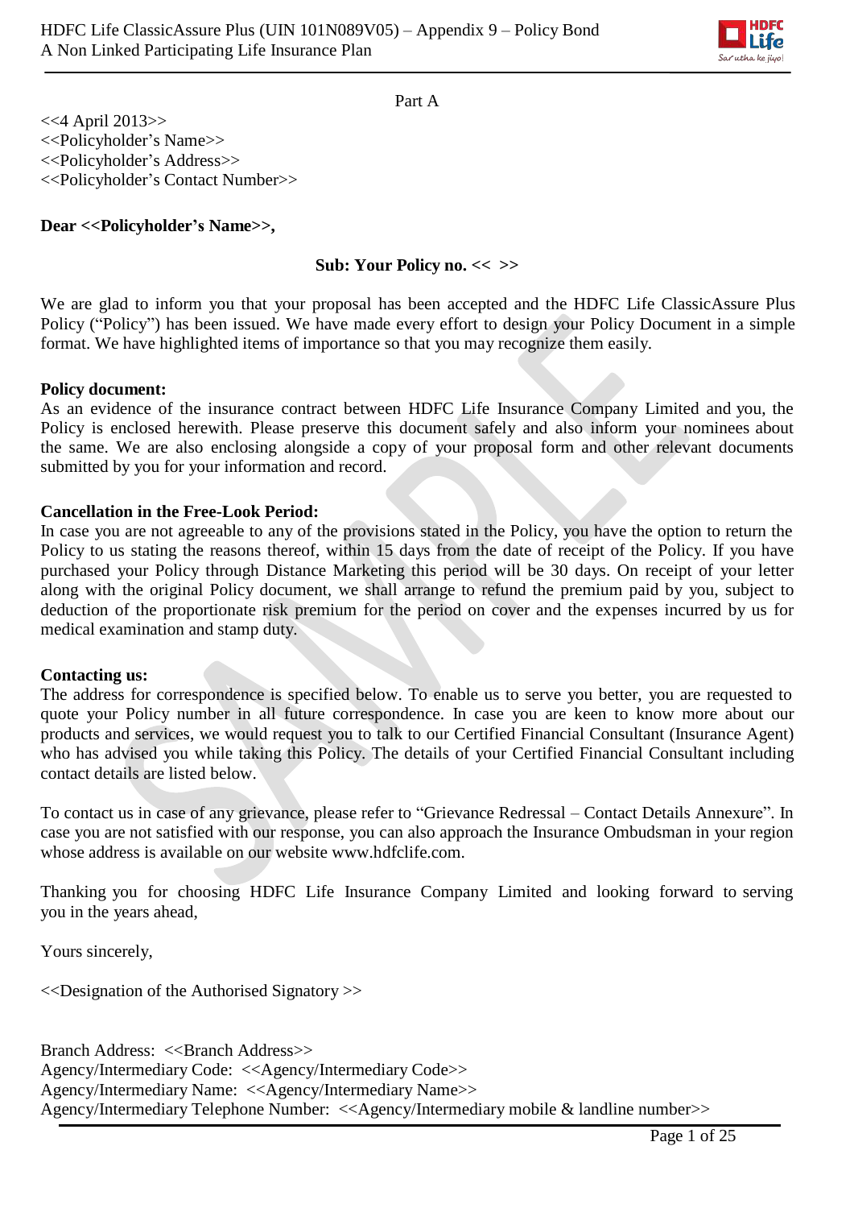Part A

<<4 April 2013>>
<<Policyholder's Name>>
<<Policyholder's Address>>
<<Policyholder's Contact Number>>

**Dear <<Policyholder's Name>>,**

**Sub: Your Policy no. << >>**

We are glad to inform you that your proposal has been accepted and the HDFC Life ClassicAssure Plus Policy ("Policy") has been issued. We have made every effort to design your Policy Document in a simple format. We have highlighted items of importance so that you may recognize them easily.

**Policy document:**
As an evidence of the insurance contract between HDFC Life Insurance Company Limited and you, the Policy is enclosed herewith. Please preserve this document safely and also inform your nominees about the same. We are also enclosing alongside a copy of your proposal form and other relevant documents submitted by you for your information and record.

**Cancellation in the Free-Look Period:**
In case you are not agreeable to any of the provisions stated in the Policy, you have the option to return the Policy to us stating the reasons thereof, within 15 days from the date of receipt of the Policy. If you have purchased your Policy through Distance Marketing this period will be 30 days. On receipt of your letter along with the original Policy document, we shall arrange to refund the premium paid by you, subject to deduction of the proportionate risk premium for the period on cover and the expenses incurred by us for medical examination and stamp duty.

**Contacting us:**
The address for correspondence is specified below. To enable us to serve you better, you are requested to quote your Policy number in all future correspondence. In case you are keen to know more about our products and services, we would request you to talk to our Certified Financial Consultant (Insurance Agent) who has advised you while taking this Policy. The details of your Certified Financial Consultant including contact details are listed below.

To contact us in case of any grievance, please refer to "Grievance Redressal – Contact Details Annexure". In case you are not satisfied with our response, you can also approach the Insurance Ombudsman in your region whose address is available on our website www.hdfclife.com.

Thanking you for choosing HDFC Life Insurance Company Limited and looking forward to serving you in the years ahead,

Yours sincerely,

<<Designation of the Authorised Signatory >>

Branch Address: <<Branch Address>>
Agency/Intermediary Code: <<Agency/Intermediary Code>>
Agency/Intermediary Name: <<Agency/Intermediary Name>>
Agency/Intermediary Telephone Number: <<Agency/Intermediary mobile & landline number>>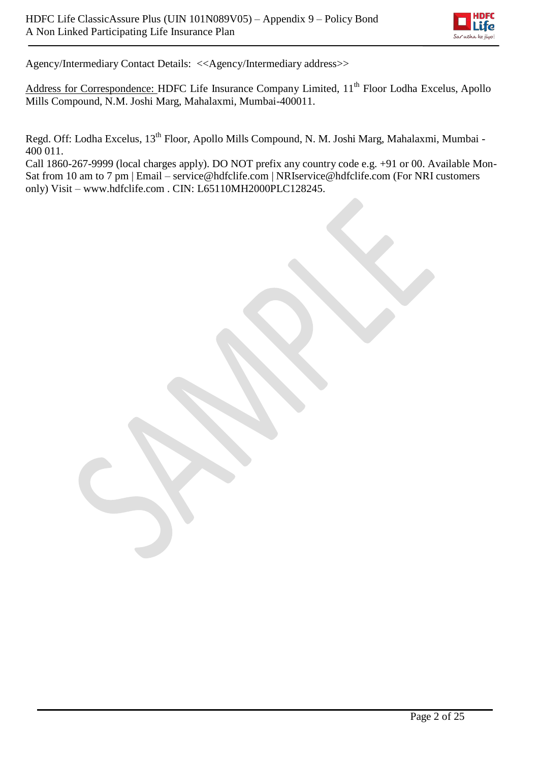Agency/Intermediary Contact Details: <<Agency/Intermediary address>>

Address for Correspondence: HDFC Life Insurance Company Limited, 11th Floor Lodha Excelus, Apollo Mills Compound, N.M. Joshi Marg, Mahalaxmi, Mumbai-400011.

Regd. Off: Lodha Excelus, 13th Floor, Apollo Mills Compound, N. M. Joshi Marg, Mahalaxmi, Mumbai - 400 011.
Call 1860-267-9999 (local charges apply). DO NOT prefix any country code e.g. +91 or 00. Available Mon-Sat from 10 am to 7 pm | Email – service@hdfclife.com | NRIservice@hdfclife.com (For NRI customers only) Visit – www.hdfclife.com . CIN: L65110MH2000PLC128245.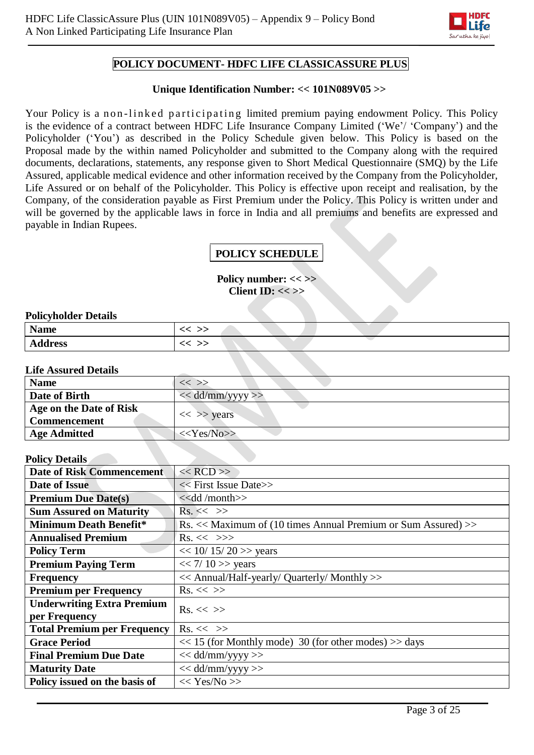# POLICY DOCUMENT- HDFC LIFE CLASSICASSURE PLUS

**Unique Identification Number: << 101N089V05 >>**

Your Policy is a non-linked participating limited premium paying endowment Policy. This Policy is the evidence of a contract between HDFC Life Insurance Company Limited ('We'/ 'Company') and the Policyholder ('You') as described in the Policy Schedule given below. This Policy is based on the Proposal made by the within named Policyholder and submitted to the Company along with the required documents, declarations, statements, any response given to Short Medical Questionnaire (SMQ) by the Life Assured, applicable medical evidence and other information received by the Company from the Policyholder, Life Assured or on behalf of the Policyholder. This Policy is effective upon receipt and realisation, by the Company, of the consideration payable as First Premium under the Policy. This Policy is written under and will be governed by the applicable laws in force in India and all premiums and benefits are expressed and payable in Indian Rupees.

## POLICY SCHEDULE

**Policy number: << >>**
**Client ID: << >>**

**Policyholder Details**

| Name | << >> |
|---|---|
| Address | << >> |

**Life Assured Details**

| Name | << >> |
|---|---|
| Date of Birth | << dd/mm/yyyy >> |
| Age on the Date of Risk Commencement | << >> years |
| Age Admitted | <<Yes/No>> |

**Policy Details**

| Date of Risk Commencement | << RCD >> |
|---|---|
| Date of Issue | << First Issue Date>> |
| Premium Due Date(s) | <<dd /month>> |
| Sum Assured on Maturity | Rs. << >> |
| Minimum Death Benefit* | Rs. << Maximum of (10 times Annual Premium or Sum Assured) >> |
| Annualised Premium | Rs. << >>> |
| Policy Term | << 10/ 15/ 20 >> years |
| Premium Paying Term | << 7/ 10 >> years |
| Frequency | << Annual/Half-yearly/ Quarterly/ Monthly >> |
| Premium per Frequency | Rs. << >> |
| Underwriting Extra Premium per Frequency | Rs. << >> |
| Total Premium per Frequency | Rs. << >> |
| Grace Period | << 15 (for Monthly mode) 30 (for other modes) >> days |
| Final Premium Due Date | << dd/mm/yyyy >> |
| Maturity Date | << dd/mm/yyyy >> |
| Policy issued on the basis of | << Yes/No >> |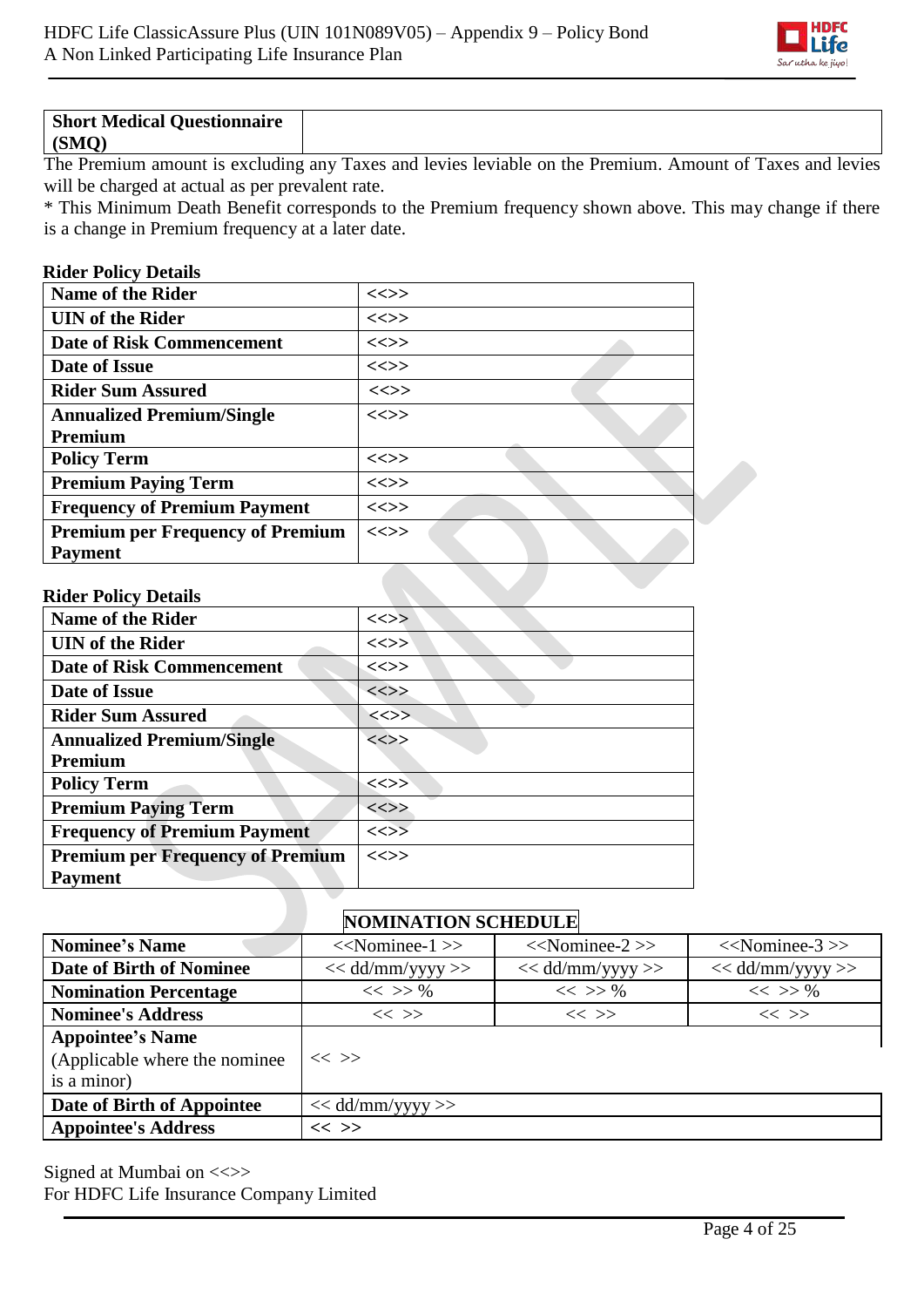| **Short Medical Questionnaire (SMQ)** | |
|---|---|

The Premium amount is excluding any Taxes and levies leviable on the Premium. Amount of Taxes and levies will be charged at actual as per prevalent rate.

* This Minimum Death Benefit corresponds to the Premium frequency shown above. This may change if there is a change in Premium frequency at a later date.

**Rider Policy Details**

| | |
|---|---|
| **Name of the Rider** | <<>> |
| **UIN of the Rider** | <<>> |
| **Date of Risk Commencement** | <<>> |
| **Date of Issue** | <<>> |
| **Rider Sum Assured** | <<>> |
| **Annualized Premium/Single Premium** | <<>> |
| **Policy Term** | <<>> |
| **Premium Paying Term** | <<>> |
| **Frequency of Premium Payment** | <<>> |
| **Premium per Frequency of Premium Payment** | <<>> |

**Rider Policy Details**

| | |
|---|---|
| **Name of the Rider** | <<>> |
| **UIN of the Rider** | <<>> |
| **Date of Risk Commencement** | <<>> |
| **Date of Issue** | <<>> |
| **Rider Sum Assured** | <<>> |
| **Annualized Premium/Single Premium** | <<>> |
| **Policy Term** | <<>> |
| **Premium Paying Term** | <<>> |
| **Frequency of Premium Payment** | <<>> |
| **Premium per Frequency of Premium Payment** | <<>> |

**NOMINATION SCHEDULE**

| | | | |
|---|---|---|---|
| **Nominee's Name** | <<Nominee-1 >> | <<Nominee-2 >> | <<Nominee-3 >> |
| **Date of Birth of Nominee** | << dd/mm/yyyy >> | << dd/mm/yyyy >> | << dd/mm/yyyy >> |
| **Nomination Percentage** | << >> % | << >> % | << >> % |
| **Nominee's Address** | << >> | << >> | << >> |
| **Appointee's Name** (Applicable where the nominee is a minor) | << >> | | |
| **Date of Birth of Appointee** | << dd/mm/yyyy >> | | |
| **Appointee's Address** | << >> | | |

Signed at Mumbai on <<>>

For HDFC Life Insurance Company Limited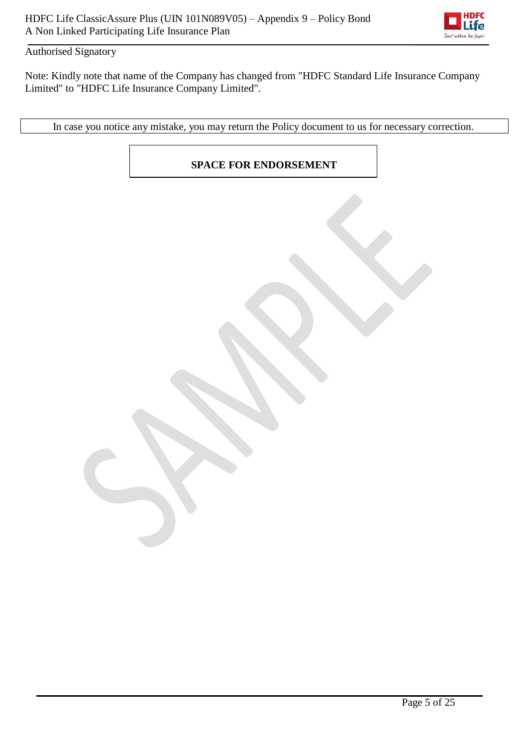Authorised Signatory

Note: Kindly note that name of the Company has changed from "HDFC Standard Life Insurance Company Limited" to "HDFC Life Insurance Company Limited".

| In case you notice any mistake, you may return the Policy document to us for necessary correction. |
|---|

**SPACE FOR ENDORSEMENT**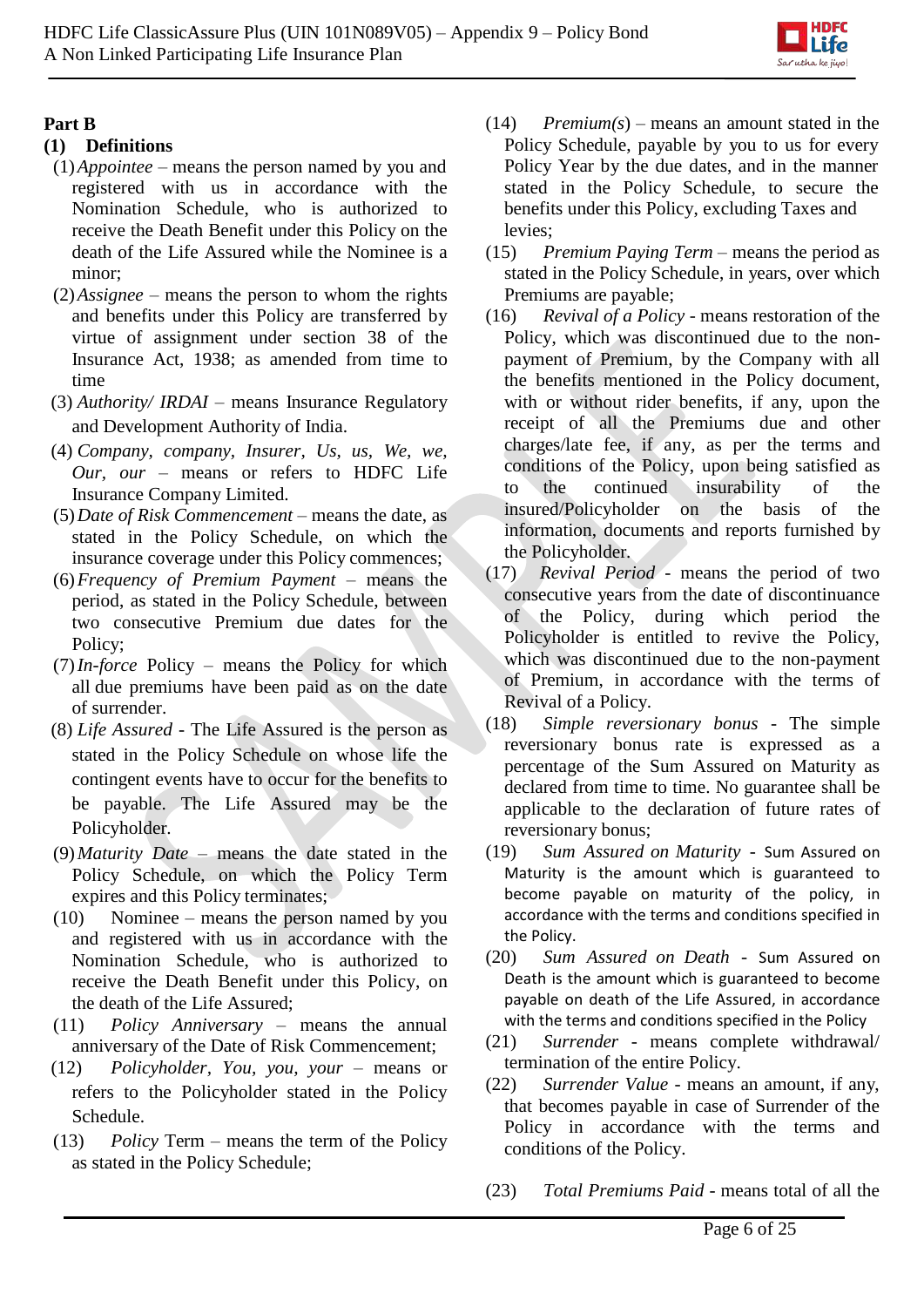## Part B

### (1) Definitions

(1) *Appointee* – means the person named by you and registered with us in accordance with the Nomination Schedule, who is authorized to receive the Death Benefit under this Policy on the death of the Life Assured while the Nominee is a minor;

(2) *Assignee* – means the person to whom the rights and benefits under this Policy are transferred by virtue of assignment under section 38 of the Insurance Act, 1938; as amended from time to time

(3) *Authority/ IRDAI* – means Insurance Regulatory and Development Authority of India.

(4) *Company, company, Insurer, Us, us, We, we, Our, our* – means or refers to HDFC Life Insurance Company Limited.

(5) *Date of Risk Commencement* – means the date, as stated in the Policy Schedule, on which the insurance coverage under this Policy commences;

(6) *Frequency of Premium Payment* – means the period, as stated in the Policy Schedule, between two consecutive Premium due dates for the Policy;

(7) *In-force* Policy – means the Policy for which all due premiums have been paid as on the date of surrender.

(8) *Life Assured* - The Life Assured is the person as stated in the Policy Schedule on whose life the contingent events have to occur for the benefits to be payable. The Life Assured may be the Policyholder.

(9) *Maturity Date* – means the date stated in the Policy Schedule, on which the Policy Term expires and this Policy terminates;

(10) Nominee – means the person named by you and registered with us in accordance with the Nomination Schedule, who is authorized to receive the Death Benefit under this Policy, on the death of the Life Assured;

(11) *Policy Anniversary* – means the annual anniversary of the Date of Risk Commencement;

(12) *Policyholder, You, you, your* – means or refers to the Policyholder stated in the Policy Schedule.

(13) *Policy* Term – means the term of the Policy as stated in the Policy Schedule;

(14) *Premium(s)* – means an amount stated in the Policy Schedule, payable by you to us for every Policy Year by the due dates, and in the manner stated in the Policy Schedule, to secure the benefits under this Policy, excluding Taxes and levies;

(15) *Premium Paying Term* – means the period as stated in the Policy Schedule, in years, over which Premiums are payable;

(16) *Revival of a Policy* - means restoration of the Policy, which was discontinued due to the non-payment of Premium, by the Company with all the benefits mentioned in the Policy document, with or without rider benefits, if any, upon the receipt of all the Premiums due and other charges/late fee, if any, as per the terms and conditions of the Policy, upon being satisfied as to the continued insurability of the insured/Policyholder on the basis of the information, documents and reports furnished by the Policyholder.

(17) *Revival Period* - means the period of two consecutive years from the date of discontinuance of the Policy, during which period the Policyholder is entitled to revive the Policy, which was discontinued due to the non-payment of Premium, in accordance with the terms of Revival of a Policy.

(18) *Simple reversionary bonus* - The simple reversionary bonus rate is expressed as a percentage of the Sum Assured on Maturity as declared from time to time. No guarantee shall be applicable to the declaration of future rates of reversionary bonus;

(19) *Sum Assured on Maturity* - Sum Assured on Maturity is the amount which is guaranteed to become payable on maturity of the policy, in accordance with the terms and conditions specified in the Policy.

(20) *Sum Assured on Death* - Sum Assured on Death is the amount which is guaranteed to become payable on death of the Life Assured, in accordance with the terms and conditions specified in the Policy

(21) *Surrender* - means complete withdrawal/ termination of the entire Policy.

(22) *Surrender Value* - means an amount, if any, that becomes payable in case of Surrender of the Policy in accordance with the terms and conditions of the Policy.

(23) *Total Premiums Paid* - means total of all the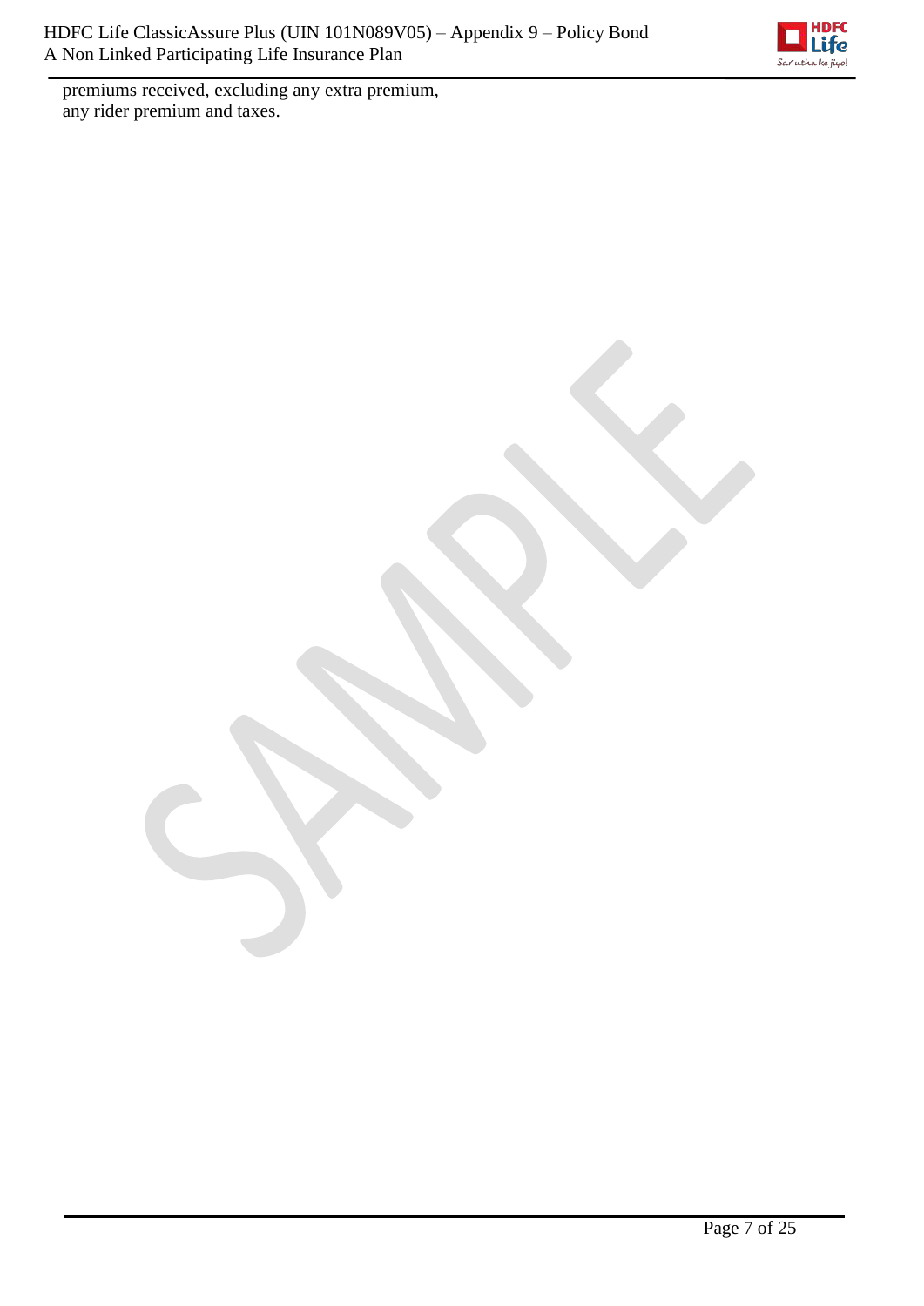premiums received, excluding any extra premium,
any rider premium and taxes.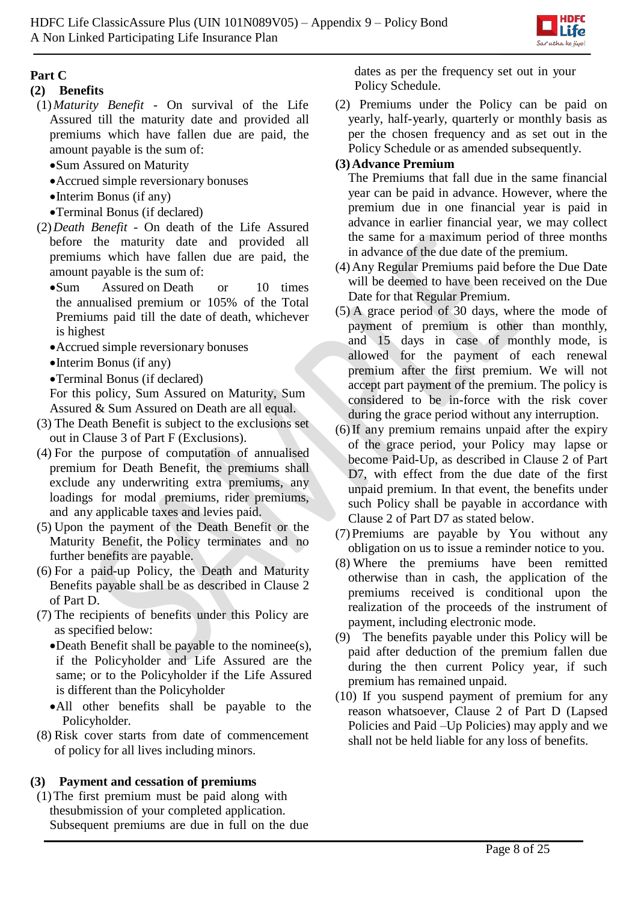## Part C

### (2) Benefits

(1) *Maturity Benefit* - On survival of the Life Assured till the maturity date and provided all premiums which have fallen due are paid, the amount payable is the sum of:

- Sum Assured on Maturity
- Accrued simple reversionary bonuses
- Interim Bonus (if any)
- Terminal Bonus (if declared)

(2) *Death Benefit* - On death of the Life Assured before the maturity date and provided all premiums which have fallen due are paid, the amount payable is the sum of:

- Sum Assured on Death or 10 times the annualised premium or 105% of the Total Premiums paid till the date of death, whichever is highest
- Accrued simple reversionary bonuses
- Interim Bonus (if any)
- Terminal Bonus (if declared)

For this policy, Sum Assured on Maturity, Sum Assured & Sum Assured on Death are all equal.

(3) The Death Benefit is subject to the exclusions set out in Clause 3 of Part F (Exclusions).

(4) For the purpose of computation of annualised premium for Death Benefit, the premiums shall exclude any underwriting extra premiums, any loadings for modal premiums, rider premiums, and any applicable taxes and levies paid.

(5) Upon the payment of the Death Benefit or the Maturity Benefit, the Policy terminates and no further benefits are payable.

(6) For a paid-up Policy, the Death and Maturity Benefits payable shall be as described in Clause 2 of Part D.

(7) The recipients of benefits under this Policy are as specified below:

- Death Benefit shall be payable to the nominee(s), if the Policyholder and Life Assured are the same; or to the Policyholder if the Life Assured is different than the Policyholder
- All other benefits shall be payable to the Policyholder.

(8) Risk cover starts from date of commencement of policy for all lives including minors.

### (3) Payment and cessation of premiums

(1) The first premium must be paid along with thesubmission of your completed application. Subsequent premiums are due in full on the due dates as per the frequency set out in your Policy Schedule.

(2) Premiums under the Policy can be paid on yearly, half-yearly, quarterly or monthly basis as per the chosen frequency and as set out in the Policy Schedule or as amended subsequently.

**(3) Advance Premium**

The Premiums that fall due in the same financial year can be paid in advance. However, where the premium due in one financial year is paid in advance in earlier financial year, we may collect the same for a maximum period of three months in advance of the due date of the premium.

(4) Any Regular Premiums paid before the Due Date will be deemed to have been received on the Due Date for that Regular Premium.

(5) A grace period of 30 days, where the mode of payment of premium is other than monthly, and 15 days in case of monthly mode, is allowed for the payment of each renewal premium after the first premium. We will not accept part payment of the premium. The policy is considered to be in-force with the risk cover during the grace period without any interruption.

(6) If any premium remains unpaid after the expiry of the grace period, your Policy may lapse or become Paid-Up, as described in Clause 2 of Part D7, with effect from the due date of the first unpaid premium. In that event, the benefits under such Policy shall be payable in accordance with Clause 2 of Part D7 as stated below.

(7) Premiums are payable by You without any obligation on us to issue a reminder notice to you.

(8) Where the premiums have been remitted otherwise than in cash, the application of the premiums received is conditional upon the realization of the proceeds of the instrument of payment, including electronic mode.

(9) The benefits payable under this Policy will be paid after deduction of the premium fallen due during the then current Policy year, if such premium has remained unpaid.

(10) If you suspend payment of premium for any reason whatsoever, Clause 2 of Part D (Lapsed Policies and Paid –Up Policies) may apply and we shall not be held liable for any loss of benefits.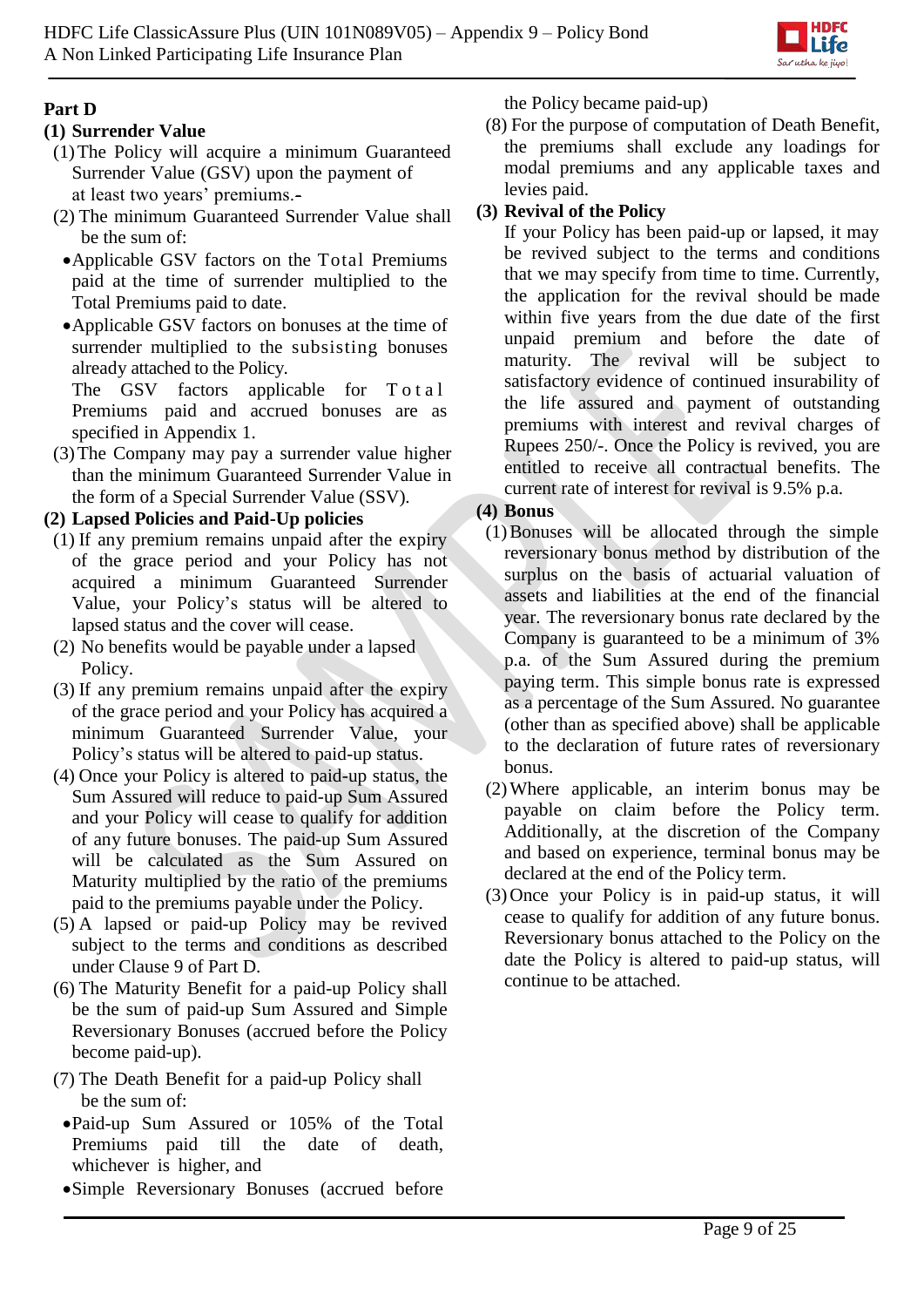## Part D

### (1) Surrender Value

(1) The Policy will acquire a minimum Guaranteed Surrender Value (GSV) upon the payment of at least two years' premiums.-

(2) The minimum Guaranteed Surrender Value shall be the sum of:

- Applicable GSV factors on the Total Premiums paid at the time of surrender multiplied to the Total Premiums paid to date.
- Applicable GSV factors on bonuses at the time of surrender multiplied to the subsisting bonuses already attached to the Policy.

  The GSV factors applicable for Total Premiums paid and accrued bonuses are as specified in Appendix 1.

(3) The Company may pay a surrender value higher than the minimum Guaranteed Surrender Value in the form of a Special Surrender Value (SSV).

### (2) Lapsed Policies and Paid-Up policies

(1) If any premium remains unpaid after the expiry of the grace period and your Policy has not acquired a minimum Guaranteed Surrender Value, your Policy's status will be altered to lapsed status and the cover will cease.

(2) No benefits would be payable under a lapsed Policy.

(3) If any premium remains unpaid after the expiry of the grace period and your Policy has acquired a minimum Guaranteed Surrender Value, your Policy's status will be altered to paid-up status.

(4) Once your Policy is altered to paid-up status, the Sum Assured will reduce to paid-up Sum Assured and your Policy will cease to qualify for addition of any future bonuses. The paid-up Sum Assured will be calculated as the Sum Assured on Maturity multiplied by the ratio of the premiums paid to the premiums payable under the Policy.

(5) A lapsed or paid-up Policy may be revived subject to the terms and conditions as described under Clause 9 of Part D.

(6) The Maturity Benefit for a paid-up Policy shall be the sum of paid-up Sum Assured and Simple Reversionary Bonuses (accrued before the Policy become paid-up).

(7) The Death Benefit for a paid-up Policy shall be the sum of:

- Paid-up Sum Assured or 105% of the Total Premiums paid till the date of death, whichever is higher, and
- Simple Reversionary Bonuses (accrued before the Policy became paid-up)

(8) For the purpose of computation of Death Benefit, the premiums shall exclude any loadings for modal premiums and any applicable taxes and levies paid.

### (3) Revival of the Policy

If your Policy has been paid-up or lapsed, it may be revived subject to the terms and conditions that we may specify from time to time. Currently, the application for the revival should be made within five years from the due date of the first unpaid premium and before the date of maturity. The revival will be subject to satisfactory evidence of continued insurability of the life assured and payment of outstanding premiums with interest and revival charges of Rupees 250/-. Once the Policy is revived, you are entitled to receive all contractual benefits. The current rate of interest for revival is 9.5% p.a.

### (4) Bonus

(1) Bonuses will be allocated through the simple reversionary bonus method by distribution of the surplus on the basis of actuarial valuation of assets and liabilities at the end of the financial year. The reversionary bonus rate declared by the Company is guaranteed to be a minimum of 3% p.a. of the Sum Assured during the premium paying term. This simple bonus rate is expressed as a percentage of the Sum Assured. No guarantee (other than as specified above) shall be applicable to the declaration of future rates of reversionary bonus.

(2) Where applicable, an interim bonus may be payable on claim before the Policy term. Additionally, at the discretion of the Company and based on experience, terminal bonus may be declared at the end of the Policy term.

(3) Once your Policy is in paid-up status, it will cease to qualify for addition of any future bonus. Reversionary bonus attached to the Policy on the date the Policy is altered to paid-up status, will continue to be attached.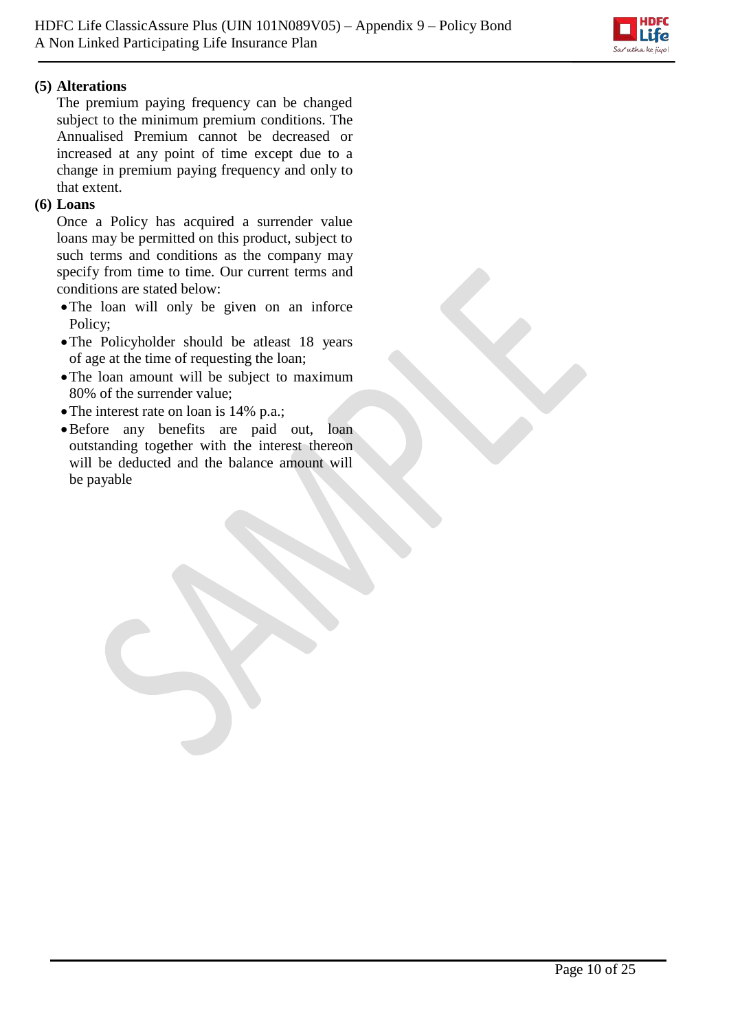**(5) Alterations**

The premium paying frequency can be changed subject to the minimum premium conditions. The Annualised Premium cannot be decreased or increased at any point of time except due to a change in premium paying frequency and only to that extent.

**(6) Loans**

Once a Policy has acquired a surrender value loans may be permitted on this product, subject to such terms and conditions as the company may specify from time to time. Our current terms and conditions are stated below:

- The loan will only be given on an inforce Policy;
- The Policyholder should be atleast 18 years of age at the time of requesting the loan;
- The loan amount will be subject to maximum 80% of the surrender value;
- The interest rate on loan is 14% p.a.;
- Before any benefits are paid out, loan outstanding together with the interest thereon will be deducted and the balance amount will be payable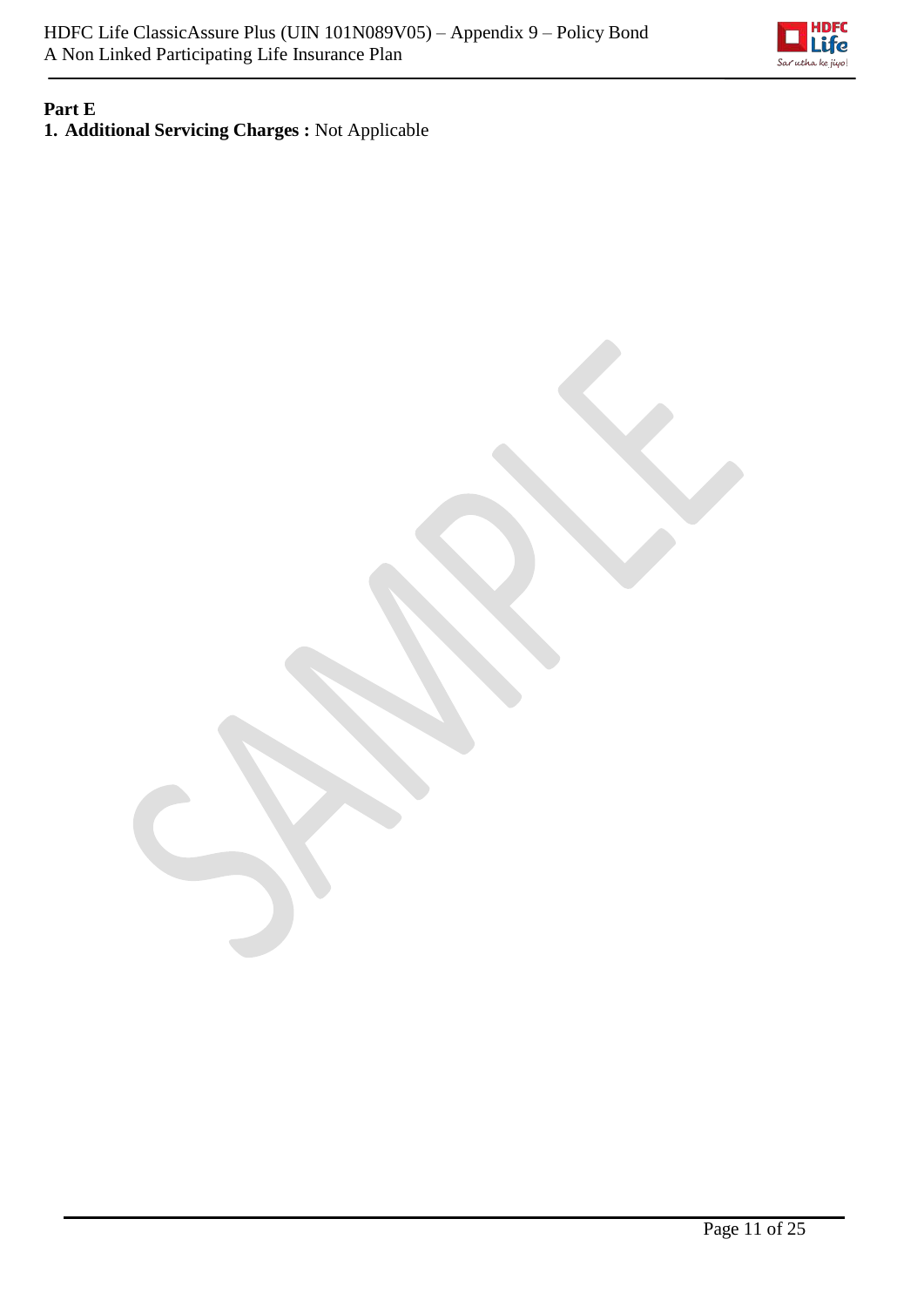**Part E**

1. **Additional Servicing Charges :** Not Applicable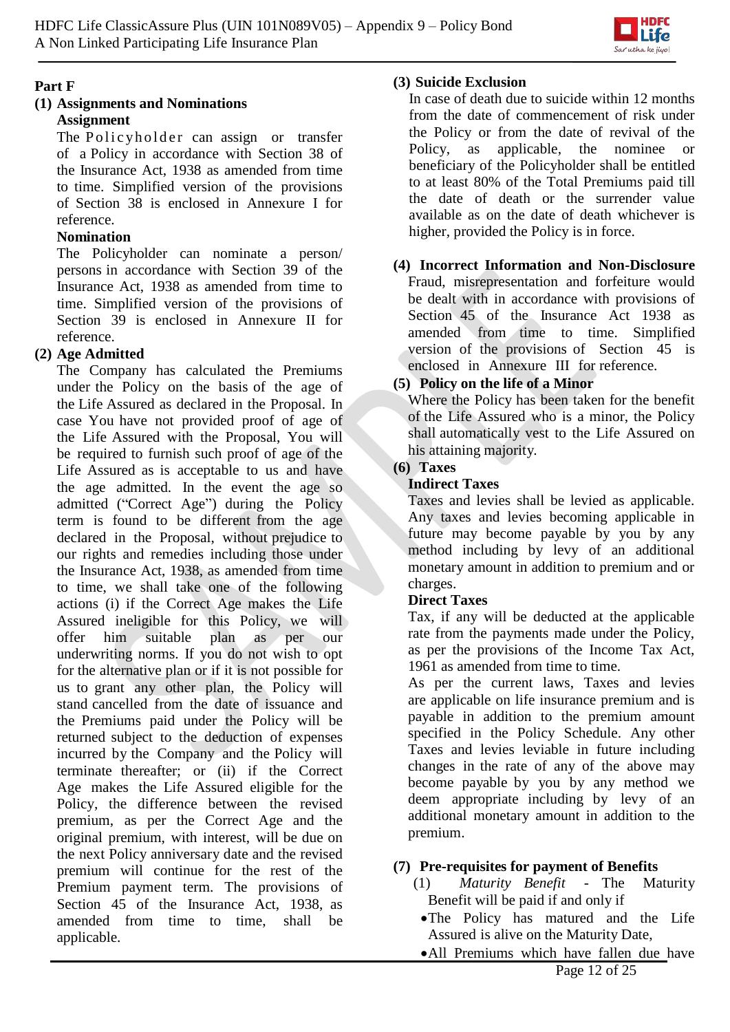## Part F

### (1) Assignments and Nominations

**Assignment**

The Policyholder can assign or transfer of a Policy in accordance with Section 38 of the Insurance Act, 1938 as amended from time to time. Simplified version of the provisions of Section 38 is enclosed in Annexure I for reference.

**Nomination**

The Policyholder can nominate a person/ persons in accordance with Section 39 of the Insurance Act, 1938 as amended from time to time. Simplified version of the provisions of Section 39 is enclosed in Annexure II for reference.

### (2) Age Admitted

The Company has calculated the Premiums under the Policy on the basis of the age of the Life Assured as declared in the Proposal. In case You have not provided proof of age of the Life Assured with the Proposal, You will be required to furnish such proof of age of the Life Assured as is acceptable to us and have the age admitted. In the event the age so admitted ("Correct Age") during the Policy term is found to be different from the age declared in the Proposal, without prejudice to our rights and remedies including those under the Insurance Act, 1938, as amended from time to time, we shall take one of the following actions (i) if the Correct Age makes the Life Assured ineligible for this Policy, we will offer him suitable plan as per our underwriting norms. If you do not wish to opt for the alternative plan or if it is not possible for us to grant any other plan, the Policy will stand cancelled from the date of issuance and the Premiums paid under the Policy will be returned subject to the deduction of expenses incurred by the Company and the Policy will terminate thereafter; or (ii) if the Correct Age makes the Life Assured eligible for the Policy, the difference between the revised premium, as per the Correct Age and the original premium, with interest, will be due on the next Policy anniversary date and the revised premium will continue for the rest of the Premium payment term. The provisions of Section 45 of the Insurance Act, 1938, as amended from time to time, shall be applicable.

### (3) Suicide Exclusion

In case of death due to suicide within 12 months from the date of commencement of risk under the Policy or from the date of revival of the Policy, as applicable, the nominee or beneficiary of the Policyholder shall be entitled to at least 80% of the Total Premiums paid till the date of death or the surrender value available as on the date of death whichever is higher, provided the Policy is in force.

### (4) Incorrect Information and Non-Disclosure

Fraud, misrepresentation and forfeiture would be dealt with in accordance with provisions of Section 45 of the Insurance Act 1938 as amended from time to time. Simplified version of the provisions of Section 45 is enclosed in Annexure III for reference.

### (5) Policy on the life of a Minor

Where the Policy has been taken for the benefit of the Life Assured who is a minor, the Policy shall automatically vest to the Life Assured on his attaining majority.

### (6) Taxes

**Indirect Taxes**

Taxes and levies shall be levied as applicable. Any taxes and levies becoming applicable in future may become payable by you by any method including by levy of an additional monetary amount in addition to premium and or charges.

**Direct Taxes**

Tax, if any will be deducted at the applicable rate from the payments made under the Policy, as per the provisions of the Income Tax Act, 1961 as amended from time to time.

As per the current laws, Taxes and levies are applicable on life insurance premium and is payable in addition to the premium amount specified in the Policy Schedule. Any other Taxes and levies leviable in future including changes in the rate of any of the above may become payable by you by any method we deem appropriate including by levy of an additional monetary amount in addition to the premium.

### (7) Pre-requisites for payment of Benefits

(1) *Maturity Benefit* - The Maturity Benefit will be paid if and only if

- The Policy has matured and the Life Assured is alive on the Maturity Date,
- All Premiums which have fallen due have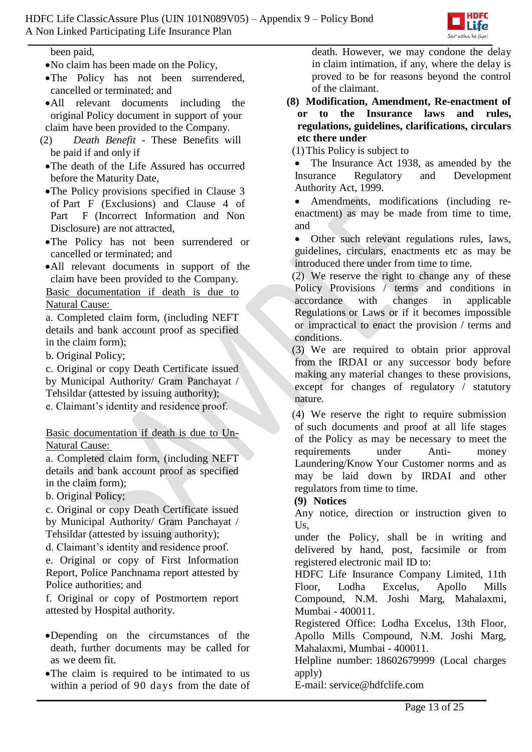been paid,

- No claim has been made on the Policy,
- The Policy has not been surrendered, cancelled or terminated; and
- All relevant documents including the original Policy document in support of your claim have been provided to the Company.

(2) *Death Benefit* - These Benefits will be paid if and only if

- The death of the Life Assured has occurred before the Maturity Date,
- The Policy provisions specified in Clause 3 of Part F (Exclusions) and Clause 4 of Part F (Incorrect Information and Non Disclosure) are not attracted,
- The Policy has not been surrendered or cancelled or terminated; and
- All relevant documents in support of the claim have been provided to the Company.

<u>Basic documentation if death is due to Natural Cause:</u>

a. Completed claim form, (including NEFT details and bank account proof as specified in the claim form);

b. Original Policy;

c. Original or copy Death Certificate issued by Municipal Authority/ Gram Panchayat / Tehsildar (attested by issuing authority);

e. Claimant's identity and residence proof.

<u>Basic documentation if death is due to Un-Natural Cause:</u>

a. Completed claim form, (including NEFT details and bank account proof as specified in the claim form);

b. Original Policy;

c. Original or copy Death Certificate issued by Municipal Authority/ Gram Panchayat / Tehsildar (attested by issuing authority);

d. Claimant's identity and residence proof.

e. Original or copy of First Information Report, Police Panchnama report attested by Police authorities; and

f. Original or copy of Postmortem report attested by Hospital authority.

- Depending on the circumstances of the death, further documents may be called for as we deem fit.
- The claim is required to be intimated to us within a period of 90 days from the date of death. However, we may condone the delay in claim intimation, if any, where the delay is proved to be for reasons beyond the control of the claimant.

**(8) Modification, Amendment, Re-enactment of or to the Insurance laws and rules, regulations, guidelines, clarifications, circulars etc there under**

(1) This Policy is subject to

- The Insurance Act 1938, as amended by the Insurance Regulatory and Development Authority Act, 1999.
- Amendments, modifications (including re-enactment) as may be made from time to time, and
- Other such relevant regulations rules, laws, guidelines, circulars, enactments etc as may be introduced there under from time to time.

(2) We reserve the right to change any of these Policy Provisions / terms and conditions in accordance with changes in applicable Regulations or Laws or if it becomes impossible or impractical to enact the provision / terms and conditions.

(3) We are required to obtain prior approval from the IRDAI or any successor body before making any material changes to these provisions, except for changes of regulatory / statutory nature.

(4) We reserve the right to require submission of such documents and proof at all life stages of the Policy as may be necessary to meet the requirements under Anti-money Laundering/Know Your Customer norms and as may be laid down by IRDAI and other regulators from time to time.

**(9) Notices**

Any notice, direction or instruction given to Us,

under the Policy, shall be in writing and delivered by hand, post, facsimile or from registered electronic mail ID to:

HDFC Life Insurance Company Limited, 11th Floor, Lodha Excelus, Apollo Mills Compound, N.M. Joshi Marg, Mahalaxmi, Mumbai - 400011.

Registered Office: Lodha Excelus, 13th Floor, Apollo Mills Compound, N.M. Joshi Marg, Mahalaxmi, Mumbai - 400011.

Helpline number: 18602679999 (Local charges apply)

E-mail: service@hdfclife.com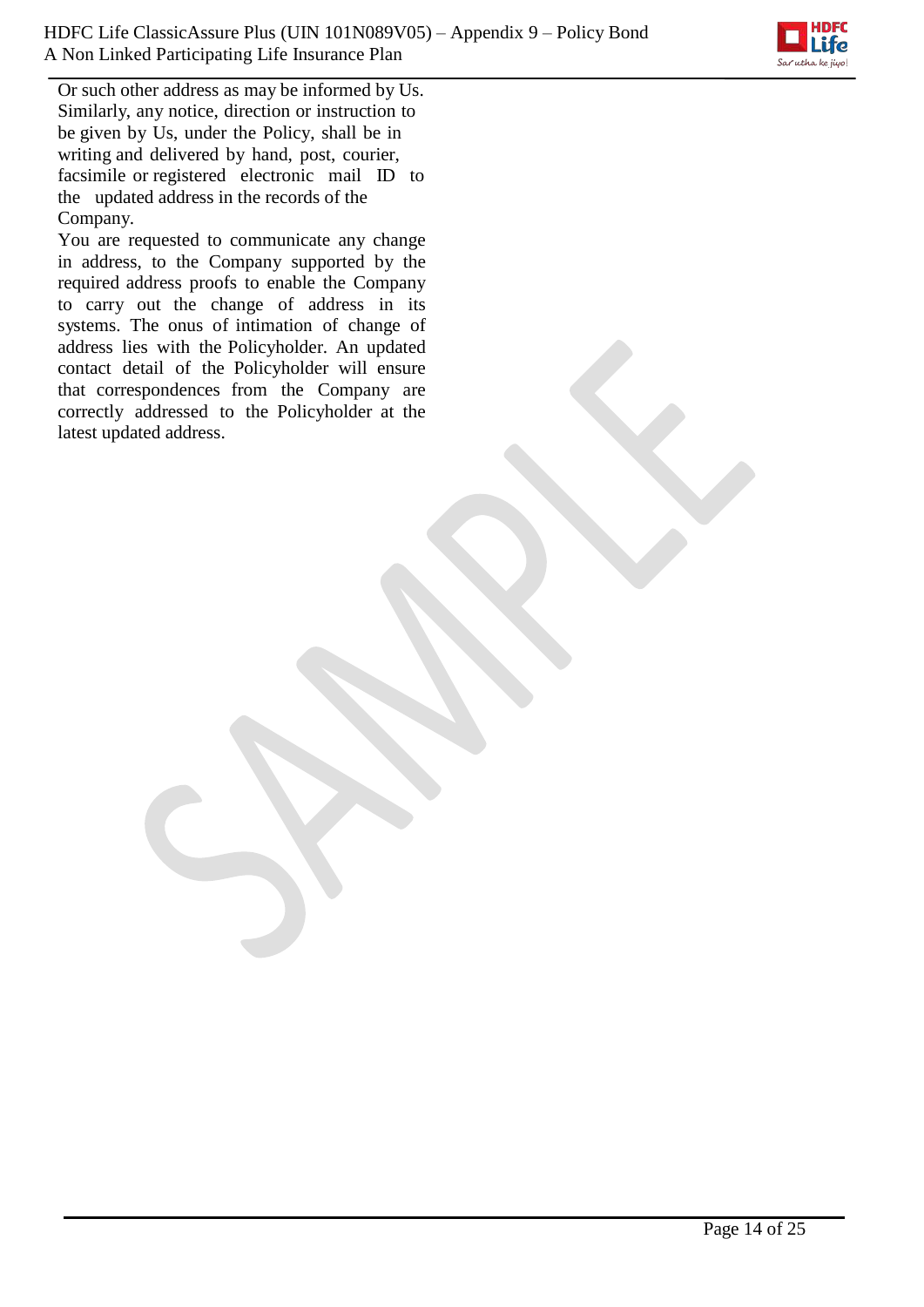Or such other address as may be informed by Us. Similarly, any notice, direction or instruction to be given by Us, under the Policy, shall be in writing and delivered by hand, post, courier, facsimile or registered electronic mail ID to the updated address in the records of the Company.

You are requested to communicate any change in address, to the Company supported by the required address proofs to enable the Company to carry out the change of address in its systems. The onus of intimation of change of address lies with the Policyholder. An updated contact detail of the Policyholder will ensure that correspondences from the Company are correctly addressed to the Policyholder at the latest updated address.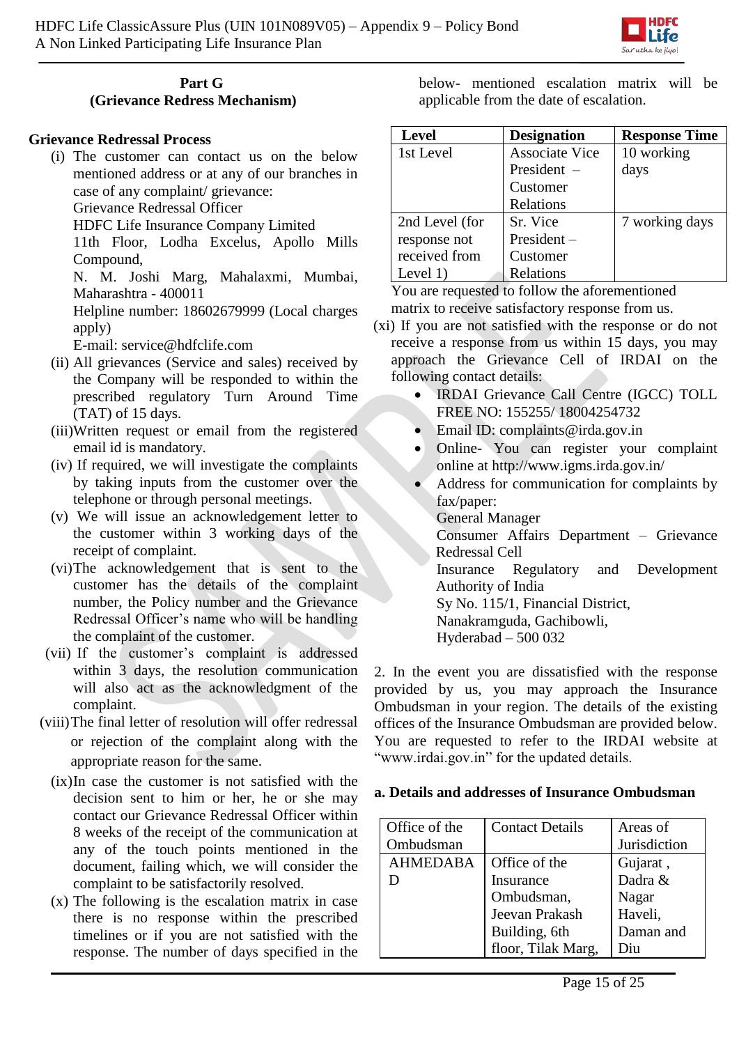## Part G
## (Grievance Redress Mechanism)

### Grievance Redressal Process

(i) The customer can contact us on the below mentioned address or at any of our branches in case of any complaint/ grievance:
Grievance Redressal Officer
HDFC Life Insurance Company Limited
11th Floor, Lodha Excelus, Apollo Mills Compound,
N. M. Joshi Marg, Mahalaxmi, Mumbai, Maharashtra - 400011
Helpline number: 18602679999 (Local charges apply)
E-mail: service@hdfclife.com

(ii) All grievances (Service and sales) received by the Company will be responded to within the prescribed regulatory Turn Around Time (TAT) of 15 days.

(iii) Written request or email from the registered email id is mandatory.

(iv) If required, we will investigate the complaints by taking inputs from the customer over the telephone or through personal meetings.

(v) We will issue an acknowledgement letter to the customer within 3 working days of the receipt of complaint.

(vi) The acknowledgement that is sent to the customer has the details of the complaint number, the Policy number and the Grievance Redressal Officer's name who will be handling the complaint of the customer.

(vii) If the customer's complaint is addressed within 3 days, the resolution communication will also act as the acknowledgment of the complaint.

(viii) The final letter of resolution will offer redressal or rejection of the complaint along with the appropriate reason for the same.

(ix) In case the customer is not satisfied with the decision sent to him or her, he or she may contact our Grievance Redressal Officer within 8 weeks of the receipt of the communication at any of the touch points mentioned in the document, failing which, we will consider the complaint to be satisfactorily resolved.

(x) The following is the escalation matrix in case there is no response within the prescribed timelines or if you are not satisfied with the response. The number of days specified in the below- mentioned escalation matrix will be applicable from the date of escalation.

| Level | Designation | Response Time |
|---|---|---|
| 1st Level | Associate Vice President – Customer Relations | 10 working days |
| 2nd Level (for response not received from Level 1) | Sr. Vice President – Customer Relations | 7 working days |

You are requested to follow the aforementioned matrix to receive satisfactory response from us.

(xi) If you are not satisfied with the response or do not receive a response from us within 15 days, you may approach the Grievance Cell of IRDAI on the following contact details:

- IRDAI Grievance Call Centre (IGCC) TOLL FREE NO: 155255/ 18004254732
- Email ID: complaints@irda.gov.in
- Online- You can register your complaint online at http://www.igms.irda.gov.in/
- Address for communication for complaints by fax/paper:
General Manager
Consumer Affairs Department – Grievance Redressal Cell
Insurance Regulatory and Development Authority of India
Sy No. 115/1, Financial District,
Nanakramguda, Gachibowli,
Hyderabad – 500 032

2. In the event you are dissatisfied with the response provided by us, you may approach the Insurance Ombudsman in your region. The details of the existing offices of the Insurance Ombudsman are provided below. You are requested to refer to the IRDAI website at "www.irdai.gov.in" for the updated details.

### a. Details and addresses of Insurance Ombudsman

| Office of the Ombudsman | Contact Details | Areas of Jurisdiction |
|---|---|---|
| AHMEDABAD | Office of the Insurance Ombudsman, Jeevan Prakash Building, 6th floor, Tilak Marg, | Gujarat , Dadra & Nagar Haveli, Daman and Diu |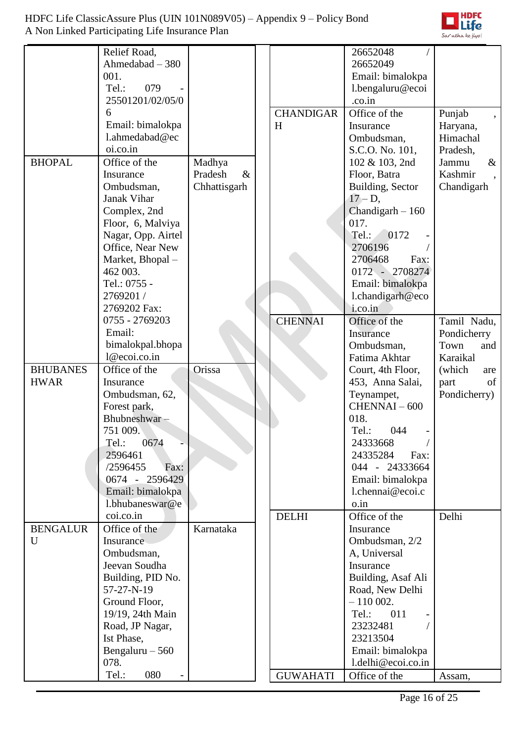| | | |
|---|---|---|
| | Relief Road, Ahmedabad – 380 001. Tel.: 079 - 25501201/02/05/06 Email: bimalokpal.ahmedabad@ecoi.co.in | |
| BHOPAL | Office of the Insurance Ombudsman, Janak Vihar Complex, 2nd Floor, 6, Malviya Nagar, Opp. Airtel Office, Near New Market, Bhopal – 462 003. Tel.: 0755 - 2769201 / 2769202 Fax: 0755 - 2769203 Email: bimalokpal.bhopal@ecoi.co.in | Madhya Pradesh & Chhattisgarh |
| BHUBANESHWAR | Office of the Insurance Ombudsman, 62, Forest park, Bhubneshwar – 751 009. Tel.: 0674 - 2596461 /2596455 Fax: 0674 - 2596429 Email: bimalokpal.bhubaneswar@ecoi.co.in | Orissa |
| BENGALURU | Office of the Insurance Ombudsman, Jeevan Soudha Building, PID No. 57-27-N-19 Ground Floor, 19/19, 24th Main Road, JP Nagar, Ist Phase, Bengaluru – 560 078. Tel.: 080 - 26652048 / 26652049 Email: bimalokpal.bengaluru@ecoi.co.in | Karnataka |
| CHANDIGARH | Office of the Insurance Ombudsman, S.C.O. No. 101, 102 & 103, 2nd Floor, Batra Building, Sector 17 – D, Chandigarh – 160 017. Tel.: 0172 - 2706196 / 2706468 Fax: 0172 - 2708274 Email: bimalokpal.chandigarh@ecoi.co.in | Punjab, Haryana, Himachal Pradesh, Jammu & Kashmir, Chandigarh |
| CHENNAI | Office of the Insurance Ombudsman, Fatima Akhtar Court, 4th Floor, 453, Anna Salai, Teynampet, CHENNAI – 600 018. Tel.: 044 - 24333668 / 24335284 Fax: 044 - 24333664 Email: bimalokpal.chennai@ecoi.co.in | Tamil Nadu, Pondicherry Town and Karaikal (which are part of Pondicherry) |
| DELHI | Office of the Insurance Ombudsman, 2/2 A, Universal Insurance Building, Asaf Ali Road, New Delhi – 110 002. Tel.: 011 - 23232481 / 23213504 Email: bimalokpal.delhi@ecoi.co.in | Delhi |
| GUWAHATI | Office of the | Assam, |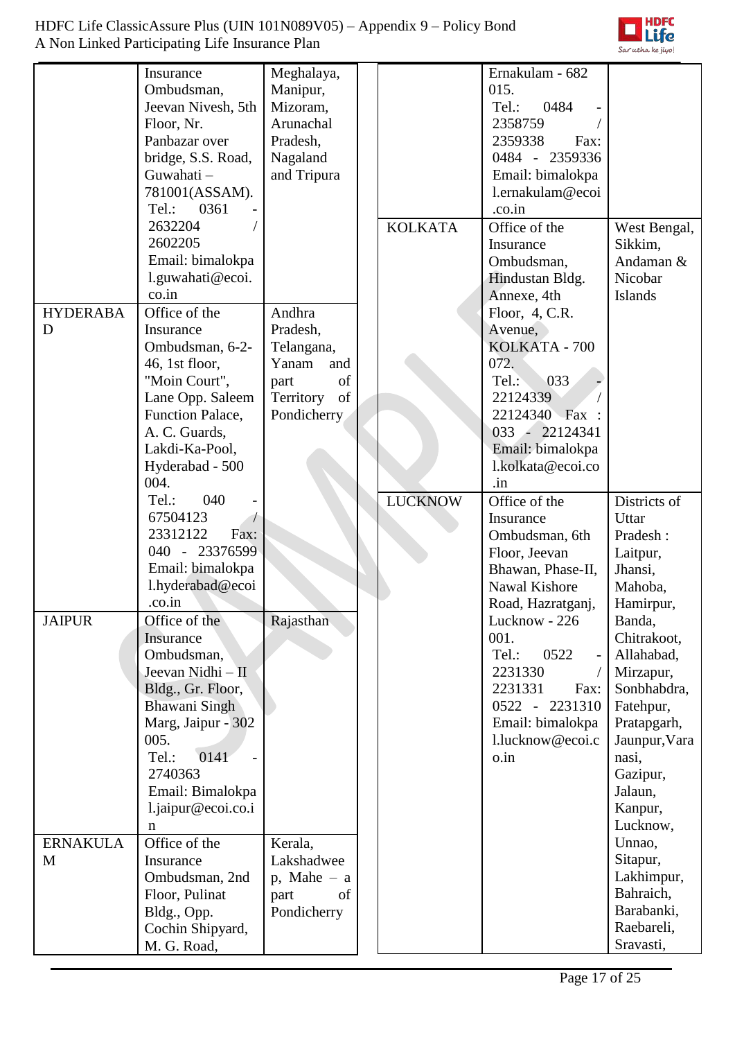| | | |
|---|---|---|
| | Insurance Ombudsman, Jeevan Nivesh, 5th Floor, Nr. Panbazar over bridge, S.S. Road, Guwahati – 781001(ASSAM). Tel.: 0361 - 2632204 / 2602205 Email: bimalokpal.guwahati@ecoi.co.in | Meghalaya, Manipur, Mizoram, Arunachal Pradesh, Nagaland and Tripura |
| HYDERABAD | Office of the Insurance Ombudsman, 6-2-46, 1st floor, "Moin Court", Lane Opp. Saleem Function Palace, A. C. Guards, Lakdi-Ka-Pool, Hyderabad - 500 004. Tel.: 040 - 67504123 / 23312122 Fax: 040 - 23376599 Email: bimalokpal.hyderabad@ecoi.co.in | Andhra Pradesh, Telangana, Yanam and part of Territory of Pondicherry |
| JAIPUR | Office of the Insurance Ombudsman, Jeevan Nidhi – II Bldg., Gr. Floor, Bhawani Singh Marg, Jaipur - 302 005. Tel.: 0141 - 2740363 Email: Bimalokpal.jaipur@ecoi.co.in | Rajasthan |
| ERNAKULAM | Office of the Insurance Ombudsman, 2nd Floor, Pulinat Bldg., Opp. Cochin Shipyard, M. G. Road, Ernakulam - 682 015. Tel.: 0484 - 2358759 / 2359338 Fax: 0484 - 2359336 Email: bimalokpal.ernakulam@ecoi.co.in | Kerala, Lakshadweep, Mahe – a part of Pondicherry |
| KOLKATA | Office of the Insurance Ombudsman, Hindustan Bldg. Annexe, 4th Floor, 4, C.R. Avenue, KOLKATA - 700 072. Tel.: 033 - 22124339 / 22124340 Fax : 033 - 22124341 Email: bimalokpal.kolkata@ecoi.co.in | West Bengal, Sikkim, Andaman & Nicobar Islands |
| LUCKNOW | Office of the Insurance Ombudsman, 6th Floor, Jeevan Bhawan, Phase-II, Nawal Kishore Road, Hazratganj, Lucknow - 226 001. Tel.: 0522 - 2231330 / 2231331 Fax: 0522 - 2231310 Email: bimalokpal.lucknow@ecoi.co.in | Districts of Uttar Pradesh : Laitpur, Jhansi, Mahoba, Hamirpur, Banda, Chitrakoot, Allahabad, Mirzapur, Sonbhabdra, Fatehpur, Pratapgarh, Jaunpur, Varanasi, Gazipur, Jalaun, Kanpur, Lucknow, Unnao, Sitapur, Lakhimpur, Bahraich, Barabanki, Raebareli, Sravasti, |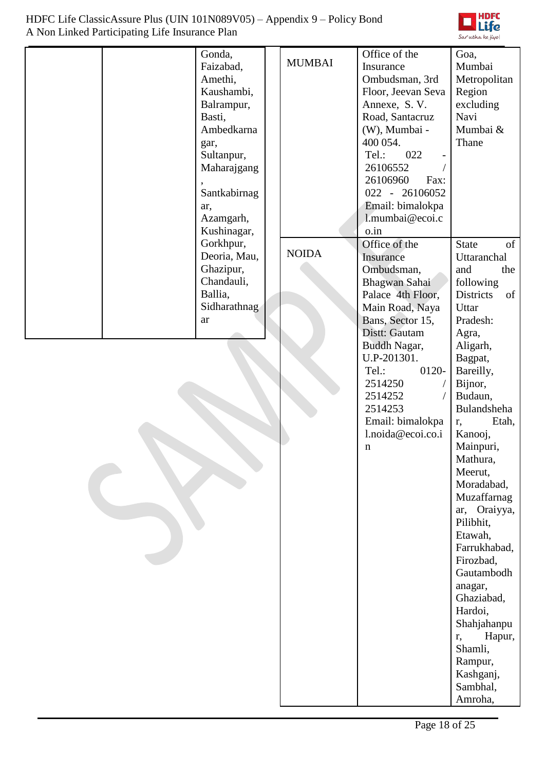| | | | |
|---|---|---|---|
| | | Gonda, Faizabad, Amethi, Kaushambi, Balrampur, Basti, Ambedkarnagar, Sultanpur, Maharajgang, Santkabirnagar, Azamgarh, Kushinagar, Gorkhpur, Deoria, Mau, Ghazipur, Chandauli, Ballia, Sidharathnagar | |
| MUMBAI | Office of the Insurance Ombudsman, 3rd Floor, Jeevan Seva Annexe, S. V. Road, Santacruz (W), Mumbai - 400 054. Tel.: 022 - 26106552 / 26106960 Fax: 022 - 26106052 Email: bimalokpal.mumbai@ecoi.co.in | Goa, Mumbai Metropolitan Region excluding Navi Mumbai & Thane | |
| NOIDA | Office of the Insurance Ombudsman, Bhagwan Sahai Palace 4th Floor, Main Road, Naya Bans, Sector 15, Distt: Gautam Buddh Nagar, U.P-201301. Tel.: 0120-2514250 / 2514252 / 2514253 Email: bimalokpal.noida@ecoi.co.in | State of Uttaranchal and the following Districts of Uttar Pradesh: Agra, Aligarh, Bagpat, Bareilly, Bijnor, Budaun, Bulandshehar, Etah, Kanooj, Mainpuri, Mathura, Meerut, Moradabad, Muzaffarnagar, Oraiyya, Pilibhit, Etawah, Farrukhabad, Firozbad, Gautambodhanagar, Ghaziabad, Hardoi, Shahjahanpur, Hapur, Shamli, Rampur, Kashganj, Sambhal, Amroha, | |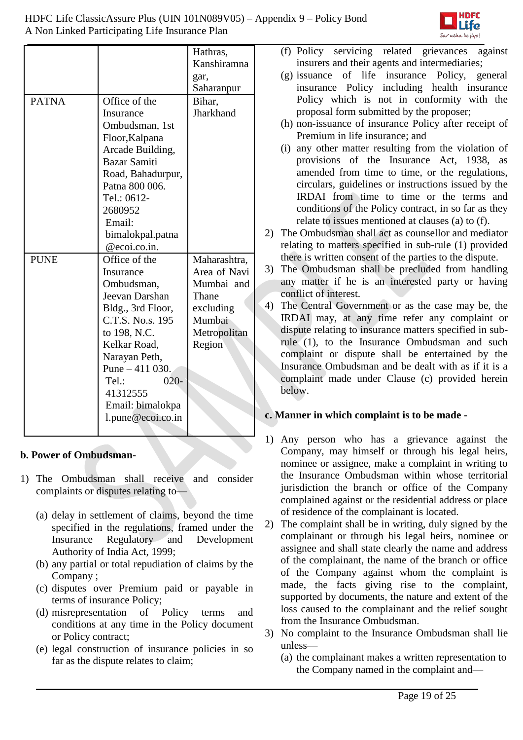| | | Hathras, Kanshiramnagar, Saharanpur |
|---|---|---|
| PATNA | Office of the Insurance Ombudsman, 1st Floor,Kalpana Arcade Building, Bazar Samiti Road, Bahadurpur, Patna 800 006. Tel.: 0612-2680952 Email: bimalokpal.patna@ecoi.co.in. | Bihar, Jharkhand |
| PUNE | Office of the Insurance Ombudsman, Jeevan Darshan Bldg., 3rd Floor, C.T.S. No.s. 195 to 198, N.C. Kelkar Road, Narayan Peth, Pune – 411 030. Tel.: 020-41312555 Email: bimalokpal.pune@ecoi.co.in | Maharashtra, Area of Navi Mumbai and Thane excluding Mumbai Metropolitan Region |

**b. Power of Ombudsman-**

1) The Ombudsman shall receive and consider complaints or disputes relating to—
   (a) delay in settlement of claims, beyond the time specified in the regulations, framed under the Insurance Regulatory and Development Authority of India Act, 1999;
   (b) any partial or total repudiation of claims by the Company ;
   (c) disputes over Premium paid or payable in terms of insurance Policy;
   (d) misrepresentation of Policy terms and conditions at any time in the Policy document or Policy contract;
   (e) legal construction of insurance policies in so far as the dispute relates to claim;
   (f) Policy servicing related grievances against insurers and their agents and intermediaries;
   (g) issuance of life insurance Policy, general insurance Policy including health insurance Policy which is not in conformity with the proposal form submitted by the proposer;
   (h) non-issuance of insurance Policy after receipt of Premium in life insurance; and
   (i) any other matter resulting from the violation of provisions of the Insurance Act, 1938, as amended from time to time, or the regulations, circulars, guidelines or instructions issued by the IRDAI from time to time or the terms and conditions of the Policy contract, in so far as they relate to issues mentioned at clauses (a) to (f).
2) The Ombudsman shall act as counsellor and mediator relating to matters specified in sub-rule (1) provided there is written consent of the parties to the dispute.
3) The Ombudsman shall be precluded from handling any matter if he is an interested party or having conflict of interest.
4) The Central Government or as the case may be, the IRDAI may, at any time refer any complaint or dispute relating to insurance matters specified in sub-rule (1), to the Insurance Ombudsman and such complaint or dispute shall be entertained by the Insurance Ombudsman and be dealt with as if it is a complaint made under Clause (c) provided herein below.

**c. Manner in which complaint is to be made -**

1) Any person who has a grievance against the Company, may himself or through his legal heirs, nominee or assignee, make a complaint in writing to the Insurance Ombudsman within whose territorial jurisdiction the branch or office of the Company complained against or the residential address or place of residence of the complainant is located.
2) The complaint shall be in writing, duly signed by the complainant or through his legal heirs, nominee or assignee and shall state clearly the name and address of the complainant, the name of the branch or office of the Company against whom the complaint is made, the facts giving rise to the complaint, supported by documents, the nature and extent of the loss caused to the complainant and the relief sought from the Insurance Ombudsman.
3) No complaint to the Insurance Ombudsman shall lie unless—
   (a) the complainant makes a written representation to the Company named in the complaint and—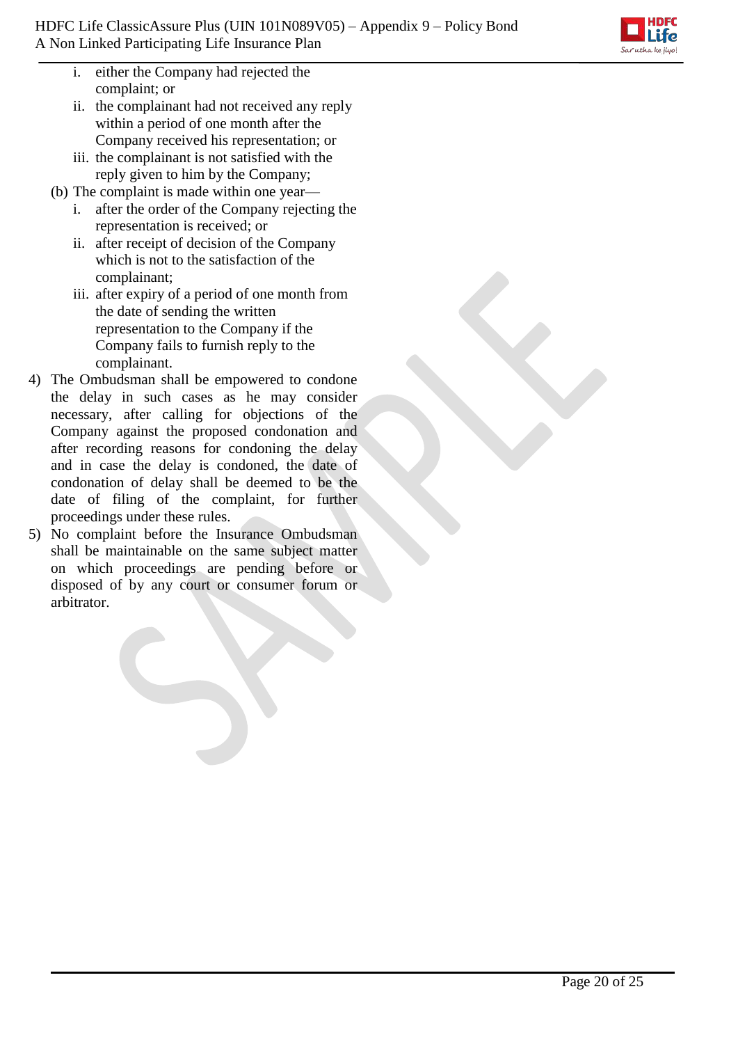i. either the Company had rejected the complaint; or
   ii. the complainant had not received any reply within a period of one month after the Company received his representation; or
   iii. the complainant is not satisfied with the reply given to him by the Company;

(b) The complaint is made within one year—
   i. after the order of the Company rejecting the representation is received; or
   ii. after receipt of decision of the Company which is not to the satisfaction of the complainant;
   iii. after expiry of a period of one month from the date of sending the written representation to the Company if the Company fails to furnish reply to the complainant.

4) The Ombudsman shall be empowered to condone the delay in such cases as he may consider necessary, after calling for objections of the Company against the proposed condonation and after recording reasons for condoning the delay and in case the delay is condoned, the date of condonation of delay shall be deemed to be the date of filing of the complaint, for further proceedings under these rules.
5) No complaint before the Insurance Ombudsman shall be maintainable on the same subject matter on which proceedings are pending before or disposed of by any court or consumer forum or arbitrator.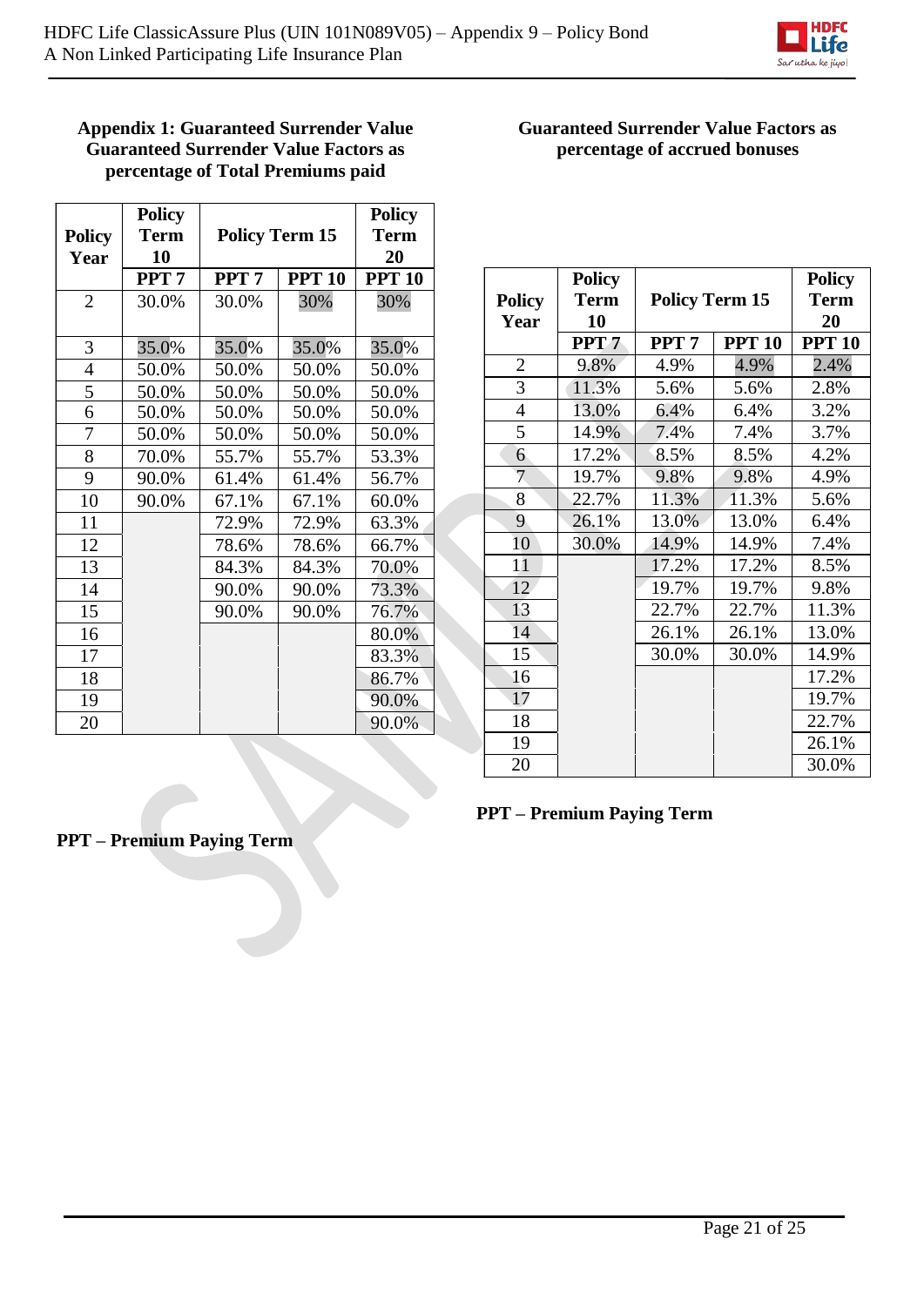**Appendix 1: Guaranteed Surrender Value**

**Guaranteed Surrender Value Factors as percentage of Total Premiums paid**

| Policy Year | Policy Term 10 | Policy Term 15 | | Policy Term 20 |
|---|---|---|---|---|
| | PPT 7 | PPT 7 | PPT 10 | PPT 10 |
| 2 | 30.0% | 30.0% | 30% | 30% |
| 3 | 35.0% | 35.0% | 35.0% | 35.0% |
| 4 | 50.0% | 50.0% | 50.0% | 50.0% |
| 5 | 50.0% | 50.0% | 50.0% | 50.0% |
| 6 | 50.0% | 50.0% | 50.0% | 50.0% |
| 7 | 50.0% | 50.0% | 50.0% | 50.0% |
| 8 | 70.0% | 55.7% | 55.7% | 53.3% |
| 9 | 90.0% | 61.4% | 61.4% | 56.7% |
| 10 | 90.0% | 67.1% | 67.1% | 60.0% |
| 11 | | 72.9% | 72.9% | 63.3% |
| 12 | | 78.6% | 78.6% | 66.7% |
| 13 | | 84.3% | 84.3% | 70.0% |
| 14 | | 90.0% | 90.0% | 73.3% |
| 15 | | 90.0% | 90.0% | 76.7% |
| 16 | | | | 80.0% |
| 17 | | | | 83.3% |
| 18 | | | | 86.7% |
| 19 | | | | 90.0% |
| 20 | | | | 90.0% |

**PPT – Premium Paying Term**

**Guaranteed Surrender Value Factors as percentage of accrued bonuses**

| Policy Year | Policy Term 10 | Policy Term 15 | | Policy Term 20 |
|---|---|---|---|---|
| | PPT 7 | PPT 7 | PPT 10 | PPT 10 |
| 2 | 9.8% | 4.9% | 4.9% | 2.4% |
| 3 | 11.3% | 5.6% | 5.6% | 2.8% |
| 4 | 13.0% | 6.4% | 6.4% | 3.2% |
| 5 | 14.9% | 7.4% | 7.4% | 3.7% |
| 6 | 17.2% | 8.5% | 8.5% | 4.2% |
| 7 | 19.7% | 9.8% | 9.8% | 4.9% |
| 8 | 22.7% | 11.3% | 11.3% | 5.6% |
| 9 | 26.1% | 13.0% | 13.0% | 6.4% |
| 10 | 30.0% | 14.9% | 14.9% | 7.4% |
| 11 | | 17.2% | 17.2% | 8.5% |
| 12 | | 19.7% | 19.7% | 9.8% |
| 13 | | 22.7% | 22.7% | 11.3% |
| 14 | | 26.1% | 26.1% | 13.0% |
| 15 | | 30.0% | 30.0% | 14.9% |
| 16 | | | | 17.2% |
| 17 | | | | 19.7% |
| 18 | | | | 22.7% |
| 19 | | | | 26.1% |
| 20 | | | | 30.0% |

**PPT – Premium Paying Term**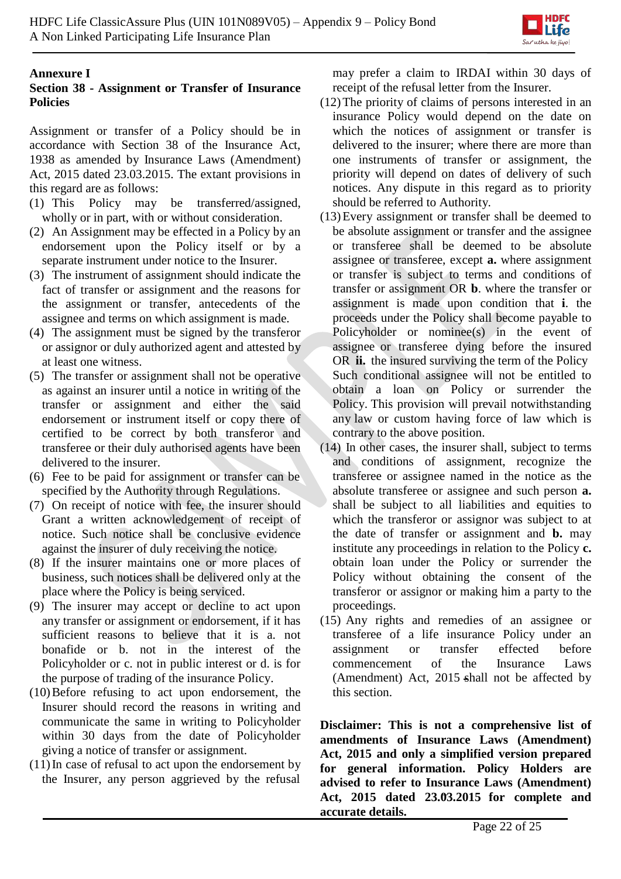## Annexure I

## Section 38 - Assignment or Transfer of Insurance Policies

Assignment or transfer of a Policy should be in accordance with Section 38 of the Insurance Act, 1938 as amended by Insurance Laws (Amendment) Act, 2015 dated 23.03.2015. The extant provisions in this regard are as follows:

(1) This Policy may be transferred/assigned, wholly or in part, with or without consideration.

(2) An Assignment may be effected in a Policy by an endorsement upon the Policy itself or by a separate instrument under notice to the Insurer.

(3) The instrument of assignment should indicate the fact of transfer or assignment and the reasons for the assignment or transfer, antecedents of the assignee and terms on which assignment is made.

(4) The assignment must be signed by the transferor or assignor or duly authorized agent and attested by at least one witness.

(5) The transfer or assignment shall not be operative as against an insurer until a notice in writing of the transfer or assignment and either the said endorsement or instrument itself or copy there of certified to be correct by both transferor and transferee or their duly authorised agents have been delivered to the insurer.

(6) Fee to be paid for assignment or transfer can be specified by the Authority through Regulations.

(7) On receipt of notice with fee, the insurer should Grant a written acknowledgement of receipt of notice. Such notice shall be conclusive evidence against the insurer of duly receiving the notice.

(8) If the insurer maintains one or more places of business, such notices shall be delivered only at the place where the Policy is being serviced.

(9) The insurer may accept or decline to act upon any transfer or assignment or endorsement, if it has sufficient reasons to believe that it is a. not bonafide or b. not in the interest of the Policyholder or c. not in public interest or d. is for the purpose of trading of the insurance Policy.

(10) Before refusing to act upon endorsement, the Insurer should record the reasons in writing and communicate the same in writing to Policyholder within 30 days from the date of Policyholder giving a notice of transfer or assignment.

(11) In case of refusal to act upon the endorsement by the Insurer, any person aggrieved by the refusal may prefer a claim to IRDAI within 30 days of receipt of the refusal letter from the Insurer.

(12) The priority of claims of persons interested in an insurance Policy would depend on the date on which the notices of assignment or transfer is delivered to the insurer; where there are more than one instruments of transfer or assignment, the priority will depend on dates of delivery of such notices. Any dispute in this regard as to priority should be referred to Authority.

(13) Every assignment or transfer shall be deemed to be absolute assignment or transfer and the assignee or transferee shall be deemed to be absolute assignee or transferee, except **a.** where assignment or transfer is subject to terms and conditions of transfer or assignment OR **b**. where the transfer or assignment is made upon condition that **i**. the proceeds under the Policy shall become payable to Policyholder or nominee(s) in the event of assignee or transferee dying before the insured OR **ii.** the insured surviving the term of the Policy Such conditional assignee will not be entitled to obtain a loan on Policy or surrender the Policy. This provision will prevail notwithstanding any law or custom having force of law which is contrary to the above position.

(14) In other cases, the insurer shall, subject to terms and conditions of assignment, recognize the transferee or assignee named in the notice as the absolute transferee or assignee and such person **a.** shall be subject to all liabilities and equities to which the transferor or assignor was subject to at the date of transfer or assignment and **b.** may institute any proceedings in relation to the Policy **c.** obtain loan under the Policy or surrender the Policy without obtaining the consent of the transferor or assignor or making him a party to the proceedings.

(15) Any rights and remedies of an assignee or transferee of a life insurance Policy under an assignment or transfer effected before commencement of the Insurance Laws (Amendment) Act, 2015 shall not be affected by this section.

**Disclaimer: This is not a comprehensive list of amendments of Insurance Laws (Amendment) Act, 2015 and only a simplified version prepared for general information. Policy Holders are advised to refer to Insurance Laws (Amendment) Act, 2015 dated 23.03.2015 for complete and accurate details.**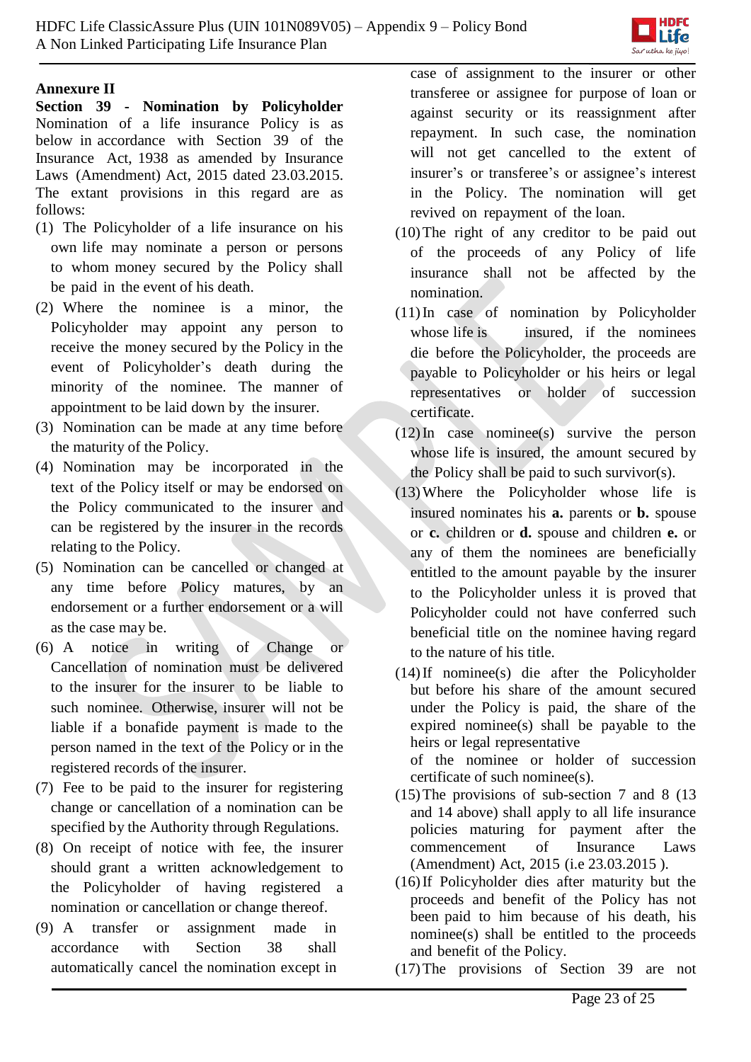**Annexure II**

**Section 39 - Nomination by Policyholder**

Nomination of a life insurance Policy is as below in accordance with Section 39 of the Insurance Act, 1938 as amended by Insurance Laws (Amendment) Act, 2015 dated 23.03.2015. The extant provisions in this regard are as follows:

(1) The Policyholder of a life insurance on his own life may nominate a person or persons to whom money secured by the Policy shall be paid in the event of his death.

(2) Where the nominee is a minor, the Policyholder may appoint any person to receive the money secured by the Policy in the event of Policyholder's death during the minority of the nominee. The manner of appointment to be laid down by the insurer.

(3) Nomination can be made at any time before the maturity of the Policy.

(4) Nomination may be incorporated in the text of the Policy itself or may be endorsed on the Policy communicated to the insurer and can be registered by the insurer in the records relating to the Policy.

(5) Nomination can be cancelled or changed at any time before Policy matures, by an endorsement or a further endorsement or a will as the case may be.

(6) A notice in writing of Change or Cancellation of nomination must be delivered to the insurer for the insurer to be liable to such nominee. Otherwise, insurer will not be liable if a bonafide payment is made to the person named in the text of the Policy or in the registered records of the insurer.

(7) Fee to be paid to the insurer for registering change or cancellation of a nomination can be specified by the Authority through Regulations.

(8) On receipt of notice with fee, the insurer should grant a written acknowledgement to the Policyholder of having registered a nomination or cancellation or change thereof.

(9) A transfer or assignment made in accordance with Section 38 shall automatically cancel the nomination except in case of assignment to the insurer or other transferee or assignee for purpose of loan or against security or its reassignment after repayment. In such case, the nomination will not get cancelled to the extent of insurer's or transferee's or assignee's interest in the Policy. The nomination will get revived on repayment of the loan.

(10) The right of any creditor to be paid out of the proceeds of any Policy of life insurance shall not be affected by the nomination.

(11) In case of nomination by Policyholder whose life is insured, if the nominees die before the Policyholder, the proceeds are payable to Policyholder or his heirs or legal representatives or holder of succession certificate.

(12) In case nominee(s) survive the person whose life is insured, the amount secured by the Policy shall be paid to such survivor(s).

(13) Where the Policyholder whose life is insured nominates his **a.** parents or **b.** spouse or **c.** children or **d.** spouse and children **e.** or any of them the nominees are beneficially entitled to the amount payable by the insurer to the Policyholder unless it is proved that Policyholder could not have conferred such beneficial title on the nominee having regard to the nature of his title.

(14) If nominee(s) die after the Policyholder but before his share of the amount secured under the Policy is paid, the share of the expired nominee(s) shall be payable to the heirs or legal representative of the nominee or holder of succession certificate of such nominee(s).

(15) The provisions of sub-section 7 and 8 (13 and 14 above) shall apply to all life insurance policies maturing for payment after the commencement of Insurance Laws (Amendment) Act, 2015 (i.e 23.03.2015 ).

(16) If Policyholder dies after maturity but the proceeds and benefit of the Policy has not been paid to him because of his death, his nominee(s) shall be entitled to the proceeds and benefit of the Policy.

(17) The provisions of Section 39 are not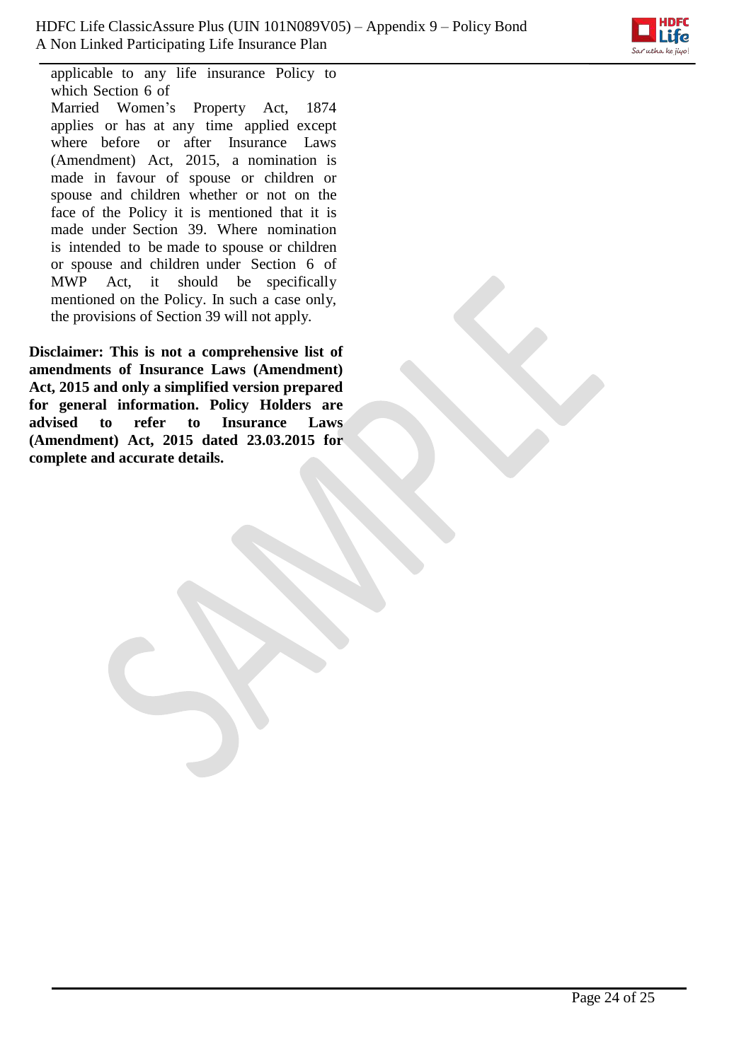applicable to any life insurance Policy to which Section 6 of Married Women's Property Act, 1874 applies or has at any time applied except where before or after Insurance Laws (Amendment) Act, 2015, a nomination is made in favour of spouse or children or spouse and children whether or not on the face of the Policy it is mentioned that it is made under Section 39. Where nomination is intended to be made to spouse or children or spouse and children under Section 6 of MWP Act, it should be specifically mentioned on the Policy. In such a case only, the provisions of Section 39 will not apply.

**Disclaimer: This is not a comprehensive list of amendments of Insurance Laws (Amendment) Act, 2015 and only a simplified version prepared for general information. Policy Holders are advised to refer to Insurance Laws (Amendment) Act, 2015 dated 23.03.2015 for complete and accurate details.**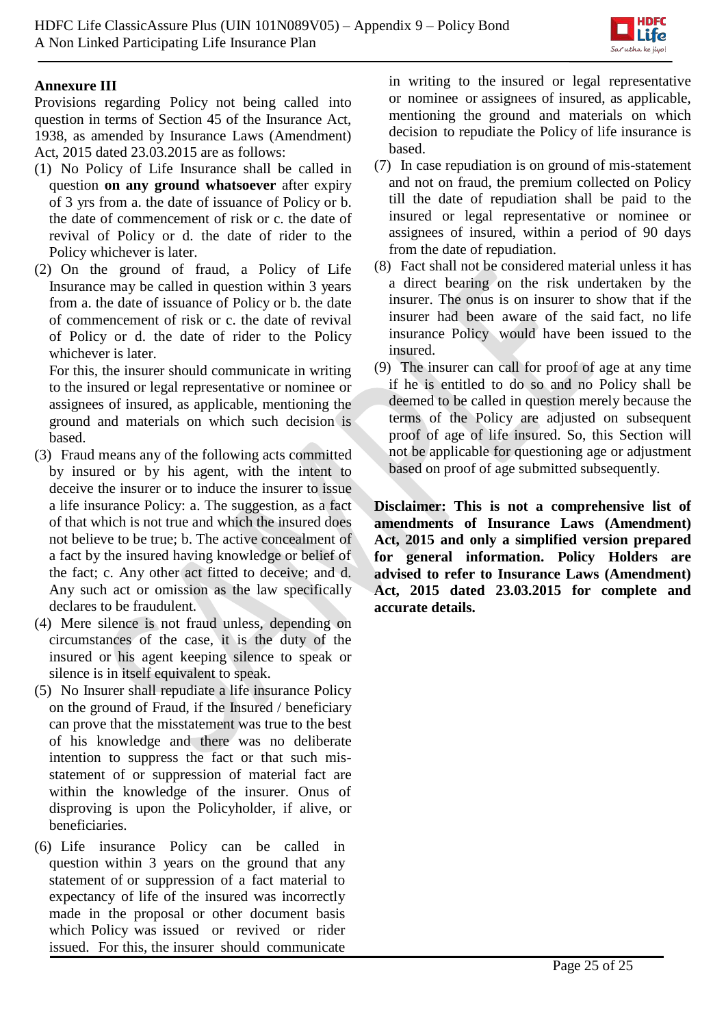## Annexure III

Provisions regarding Policy not being called into question in terms of Section 45 of the Insurance Act, 1938, as amended by Insurance Laws (Amendment) Act, 2015 dated 23.03.2015 are as follows:

(1) No Policy of Life Insurance shall be called in question **on any ground whatsoever** after expiry of 3 yrs from a. the date of issuance of Policy or b. the date of commencement of risk or c. the date of revival of Policy or d. the date of rider to the Policy whichever is later.

(2) On the ground of fraud, a Policy of Life Insurance may be called in question within 3 years from a. the date of issuance of Policy or b. the date of commencement of risk or c. the date of revival of Policy or d. the date of rider to the Policy whichever is later.
For this, the insurer should communicate in writing to the insured or legal representative or nominee or assignees of insured, as applicable, mentioning the ground and materials on which such decision is based.

(3) Fraud means any of the following acts committed by insured or by his agent, with the intent to deceive the insurer or to induce the insurer to issue a life insurance Policy: a. The suggestion, as a fact of that which is not true and which the insured does not believe to be true; b. The active concealment of a fact by the insured having knowledge or belief of the fact; c. Any other act fitted to deceive; and d. Any such act or omission as the law specifically declares to be fraudulent.

(4) Mere silence is not fraud unless, depending on circumstances of the case, it is the duty of the insured or his agent keeping silence to speak or silence is in itself equivalent to speak.

(5) No Insurer shall repudiate a life insurance Policy on the ground of Fraud, if the Insured / beneficiary can prove that the misstatement was true to the best of his knowledge and there was no deliberate intention to suppress the fact or that such mis-statement of or suppression of material fact are within the knowledge of the insurer. Onus of disproving is upon the Policyholder, if alive, or beneficiaries.

(6) Life insurance Policy can be called in question within 3 years on the ground that any statement of or suppression of a fact material to expectancy of life of the insured was incorrectly made in the proposal or other document basis which Policy was issued or revived or rider issued. For this, the insurer should communicate in writing to the insured or legal representative or nominee or assignees of insured, as applicable, mentioning the ground and materials on which decision to repudiate the Policy of life insurance is based.

(7) In case repudiation is on ground of mis-statement and not on fraud, the premium collected on Policy till the date of repudiation shall be paid to the insured or legal representative or nominee or assignees of insured, within a period of 90 days from the date of repudiation.

(8) Fact shall not be considered material unless it has a direct bearing on the risk undertaken by the insurer. The onus is on insurer to show that if the insurer had been aware of the said fact, no life insurance Policy would have been issued to the insured.

(9) The insurer can call for proof of age at any time if he is entitled to do so and no Policy shall be deemed to be called in question merely because the terms of the Policy are adjusted on subsequent proof of age of life insured. So, this Section will not be applicable for questioning age or adjustment based on proof of age submitted subsequently.

**Disclaimer: This is not a comprehensive list of amendments of Insurance Laws (Amendment) Act, 2015 and only a simplified version prepared for general information. Policy Holders are advised to refer to Insurance Laws (Amendment) Act, 2015 dated 23.03.2015 for complete and accurate details.**